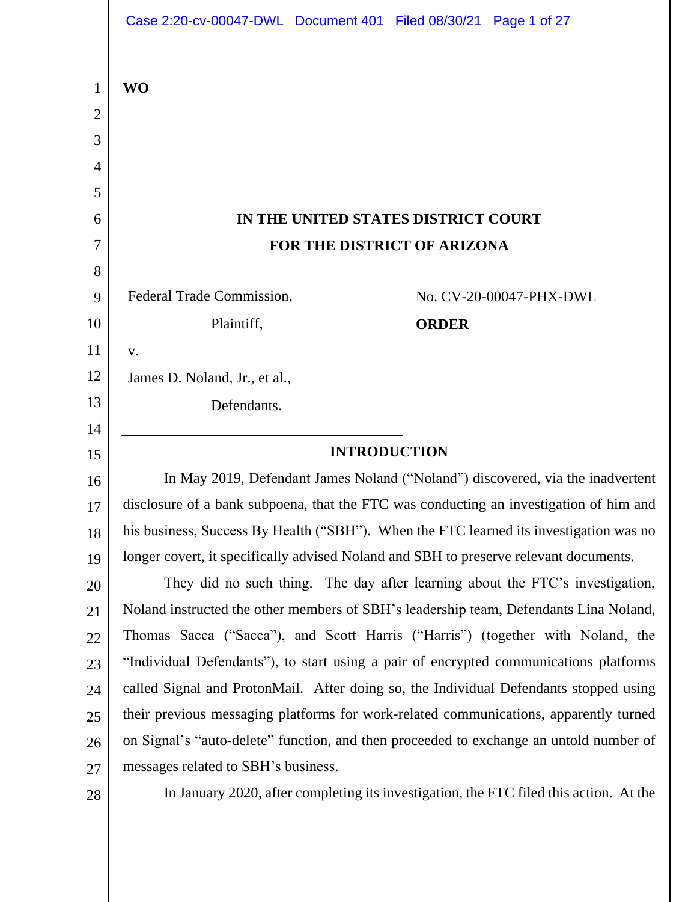WO

**IN THE UNITED STATES DISTRICT COURT**
**FOR THE DISTRICT OF ARIZONA**

| | |
|---|---|
| Federal Trade Commission,<br>Plaintiff,<br>v.<br>James D. Noland, Jr., et al.,<br>Defendants. | No. CV-20-00047-PHX-DWL<br>**ORDER** |

## INTRODUCTION

In May 2019, Defendant James Noland ("Noland") discovered, via the inadvertent disclosure of a bank subpoena, that the FTC was conducting an investigation of him and his business, Success By Health ("SBH"). When the FTC learned its investigation was no longer covert, it specifically advised Noland and SBH to preserve relevant documents.

They did no such thing. The day after learning about the FTC's investigation, Noland instructed the other members of SBH's leadership team, Defendants Lina Noland, Thomas Sacca ("Sacca"), and Scott Harris ("Harris") (together with Noland, the "Individual Defendants"), to start using a pair of encrypted communications platforms called Signal and ProtonMail. After doing so, the Individual Defendants stopped using their previous messaging platforms for work-related communications, apparently turned on Signal's "auto-delete" function, and then proceeded to exchange an untold number of messages related to SBH's business.

In January 2020, after completing its investigation, the FTC filed this action. At the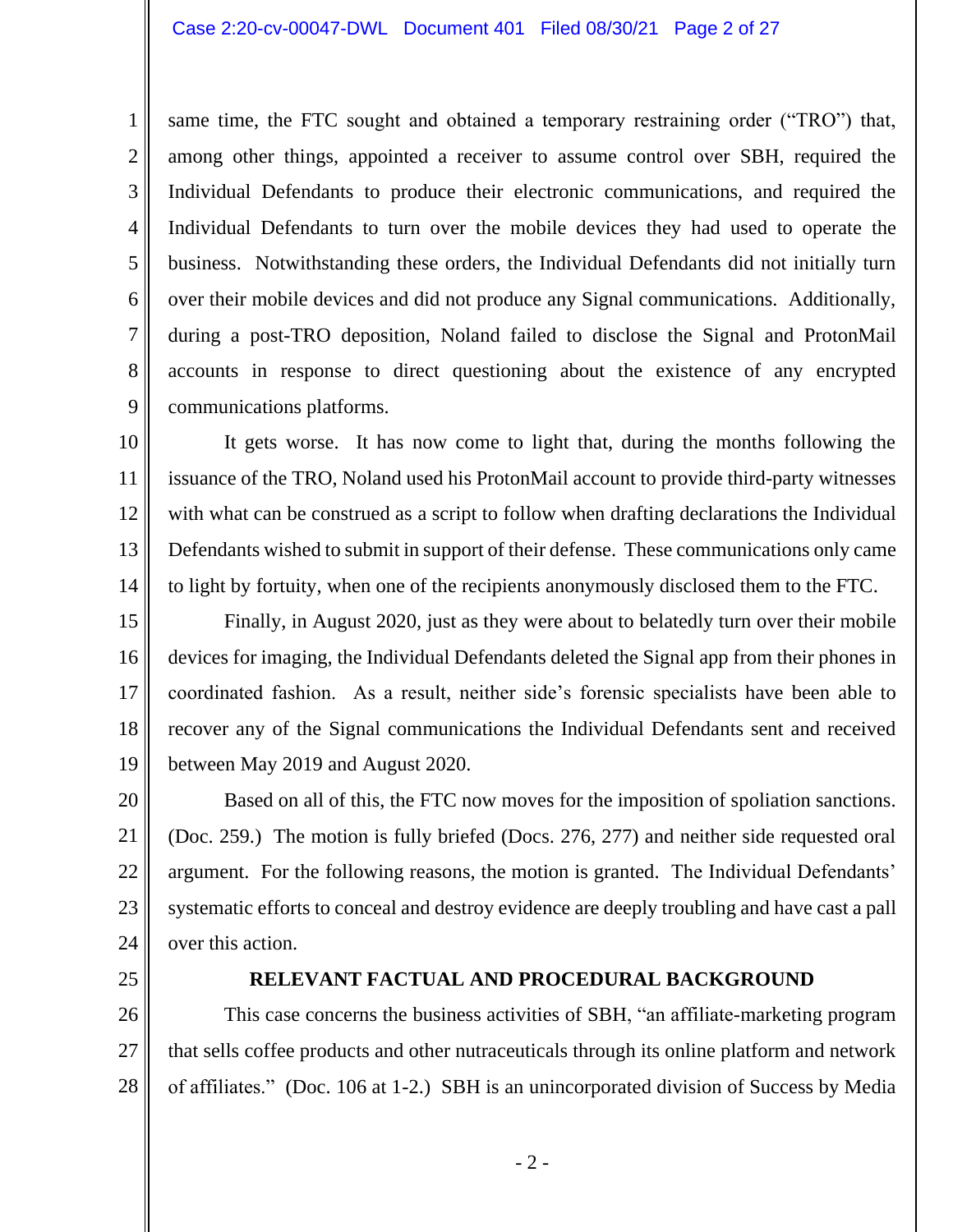same time, the FTC sought and obtained a temporary restraining order ("TRO") that, among other things, appointed a receiver to assume control over SBH, required the Individual Defendants to produce their electronic communications, and required the Individual Defendants to turn over the mobile devices they had used to operate the business. Notwithstanding these orders, the Individual Defendants did not initially turn over their mobile devices and did not produce any Signal communications. Additionally, during a post-TRO deposition, Noland failed to disclose the Signal and ProtonMail accounts in response to direct questioning about the existence of any encrypted communications platforms.

It gets worse. It has now come to light that, during the months following the issuance of the TRO, Noland used his ProtonMail account to provide third-party witnesses with what can be construed as a script to follow when drafting declarations the Individual Defendants wished to submit in support of their defense. These communications only came to light by fortuity, when one of the recipients anonymously disclosed them to the FTC.

Finally, in August 2020, just as they were about to belatedly turn over their mobile devices for imaging, the Individual Defendants deleted the Signal app from their phones in coordinated fashion. As a result, neither side's forensic specialists have been able to recover any of the Signal communications the Individual Defendants sent and received between May 2019 and August 2020.

Based on all of this, the FTC now moves for the imposition of spoliation sanctions. (Doc. 259.) The motion is fully briefed (Docs. 276, 277) and neither side requested oral argument. For the following reasons, the motion is granted. The Individual Defendants' systematic efforts to conceal and destroy evidence are deeply troubling and have cast a pall over this action.

## RELEVANT FACTUAL AND PROCEDURAL BACKGROUND

This case concerns the business activities of SBH, "an affiliate-marketing program that sells coffee products and other nutraceuticals through its online platform and network of affiliates." (Doc. 106 at 1-2.) SBH is an unincorporated division of Success by Media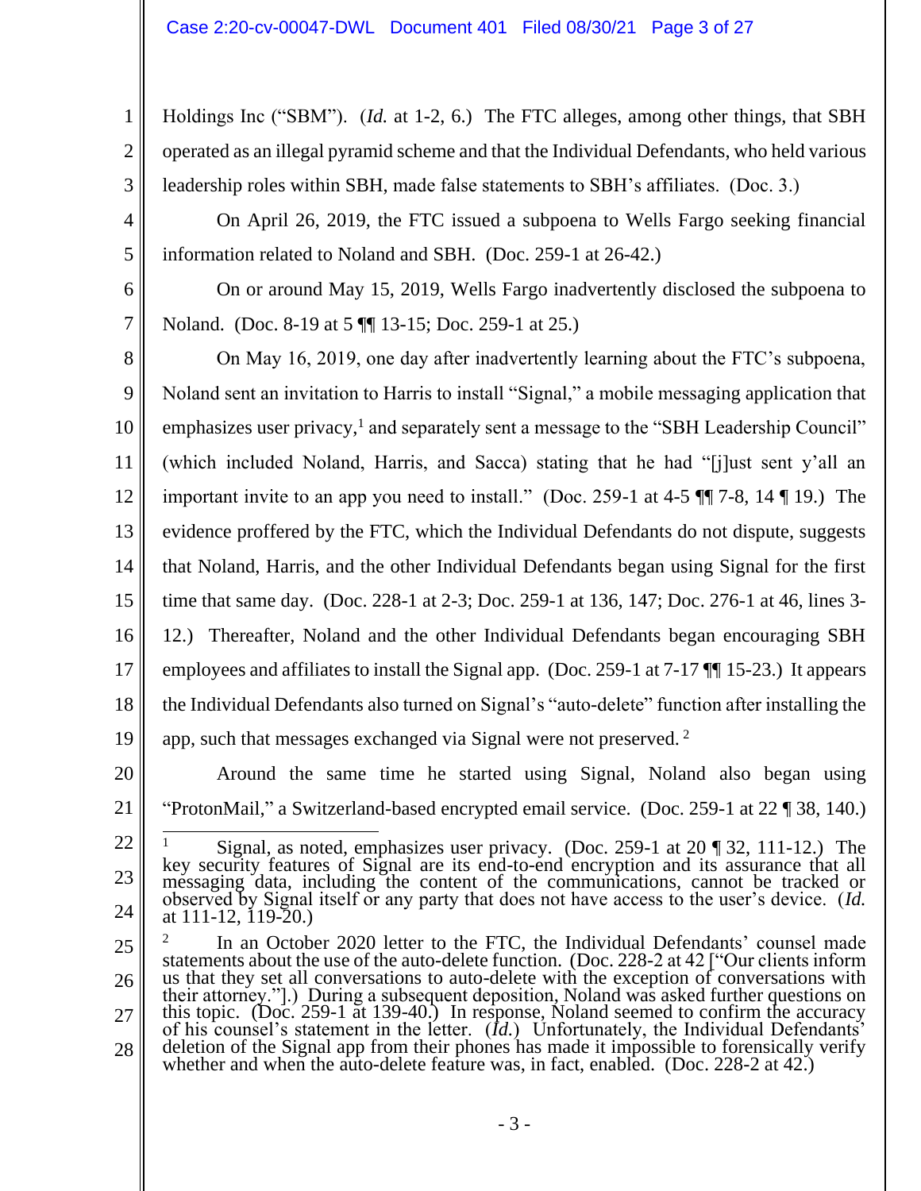Holdings Inc ("SBM"). (*Id.* at 1-2, 6.) The FTC alleges, among other things, that SBH operated as an illegal pyramid scheme and that the Individual Defendants, who held various leadership roles within SBH, made false statements to SBH's affiliates. (Doc. 3.)

On April 26, 2019, the FTC issued a subpoena to Wells Fargo seeking financial information related to Noland and SBH. (Doc. 259-1 at 26-42.)

On or around May 15, 2019, Wells Fargo inadvertently disclosed the subpoena to Noland. (Doc. 8-19 at 5 ¶¶ 13-15; Doc. 259-1 at 25.)

On May 16, 2019, one day after inadvertently learning about the FTC's subpoena, Noland sent an invitation to Harris to install "Signal," a mobile messaging application that emphasizes user privacy,[1] and separately sent a message to the "SBH Leadership Council" (which included Noland, Harris, and Sacca) stating that he had "[j]ust sent y'all an important invite to an app you need to install." (Doc. 259-1 at 4-5 ¶¶ 7-8, 14 ¶ 19.) The evidence proffered by the FTC, which the Individual Defendants do not dispute, suggests that Noland, Harris, and the other Individual Defendants began using Signal for the first time that same day. (Doc. 228-1 at 2-3; Doc. 259-1 at 136, 147; Doc. 276-1 at 46, lines 3-12.) Thereafter, Noland and the other Individual Defendants began encouraging SBH employees and affiliates to install the Signal app. (Doc. 259-1 at 7-17 ¶¶ 15-23.) It appears the Individual Defendants also turned on Signal's "auto-delete" function after installing the app, such that messages exchanged via Signal were not preserved.[2]

Around the same time he started using Signal, Noland also began using "ProtonMail," a Switzerland-based encrypted email service. (Doc. 259-1 at 22 ¶ 38, 140.)

---

[1] Signal, as noted, emphasizes user privacy. (Doc. 259-1 at 20 ¶ 32, 111-12.) The key security features of Signal are its end-to-end encryption and its assurance that all messaging data, including the content of the communications, cannot be tracked or observed by Signal itself or any party that does not have access to the user's device. (*Id.* at 111-12, 119-20.)

[2] In an October 2020 letter to the FTC, the Individual Defendants' counsel made statements about the use of the auto-delete function. (Doc. 228-2 at 42 ["Our clients inform us that they set all conversations to auto-delete with the exception of conversations with their attorney."].) During a subsequent deposition, Noland was asked further questions on this topic. (Doc. 259-1 at 139-40.) In response, Noland seemed to confirm the accuracy of his counsel's statement in the letter. (*Id.*) Unfortunately, the Individual Defendants' deletion of the Signal app from their phones has made it impossible to forensically verify whether and when the auto-delete feature was, in fact, enabled. (Doc. 228-2 at 42.)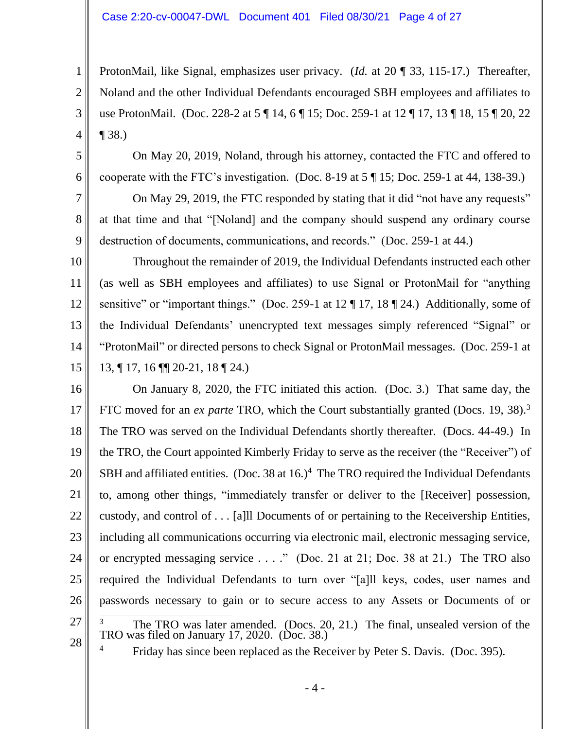ProtonMail, like Signal, emphasizes user privacy. (*Id.* at 20 ¶ 33, 115-17.) Thereafter, Noland and the other Individual Defendants encouraged SBH employees and affiliates to use ProtonMail. (Doc. 228-2 at 5 ¶ 14, 6 ¶ 15; Doc. 259-1 at 12 ¶ 17, 13 ¶ 18, 15 ¶ 20, 22 ¶ 38.)

On May 20, 2019, Noland, through his attorney, contacted the FTC and offered to cooperate with the FTC's investigation. (Doc. 8-19 at 5 ¶ 15; Doc. 259-1 at 44, 138-39.)

On May 29, 2019, the FTC responded by stating that it did "not have any requests" at that time and that "[Noland] and the company should suspend any ordinary course destruction of documents, communications, and records." (Doc. 259-1 at 44.)

Throughout the remainder of 2019, the Individual Defendants instructed each other (as well as SBH employees and affiliates) to use Signal or ProtonMail for "anything sensitive" or "important things." (Doc. 259-1 at 12 ¶ 17, 18 ¶ 24.) Additionally, some of the Individual Defendants' unencrypted text messages simply referenced "Signal" or "ProtonMail" or directed persons to check Signal or ProtonMail messages. (Doc. 259-1 at 13, ¶ 17, 16 ¶¶ 20-21, 18 ¶ 24.)

On January 8, 2020, the FTC initiated this action. (Doc. 3.) That same day, the FTC moved for an *ex parte* TRO, which the Court substantially granted (Docs. 19, 38).[3] The TRO was served on the Individual Defendants shortly thereafter. (Docs. 44-49.) In the TRO, the Court appointed Kimberly Friday to serve as the receiver (the "Receiver") of SBH and affiliated entities. (Doc. 38 at 16.)[4] The TRO required the Individual Defendants to, among other things, "immediately transfer or deliver to the [Receiver] possession, custody, and control of . . . [a]ll Documents of or pertaining to the Receivership Entities, including all communications occurring via electronic mail, electronic messaging service, or encrypted messaging service . . . ." (Doc. 21 at 21; Doc. 38 at 21.) The TRO also required the Individual Defendants to turn over "[a]ll keys, codes, user names and passwords necessary to gain or to secure access to any Assets or Documents of or

---

[3] The TRO was later amended. (Docs. 20, 21.) The final, unsealed version of the TRO was filed on January 17, 2020. (Doc. 38.)

[4] Friday has since been replaced as the Receiver by Peter S. Davis. (Doc. 395).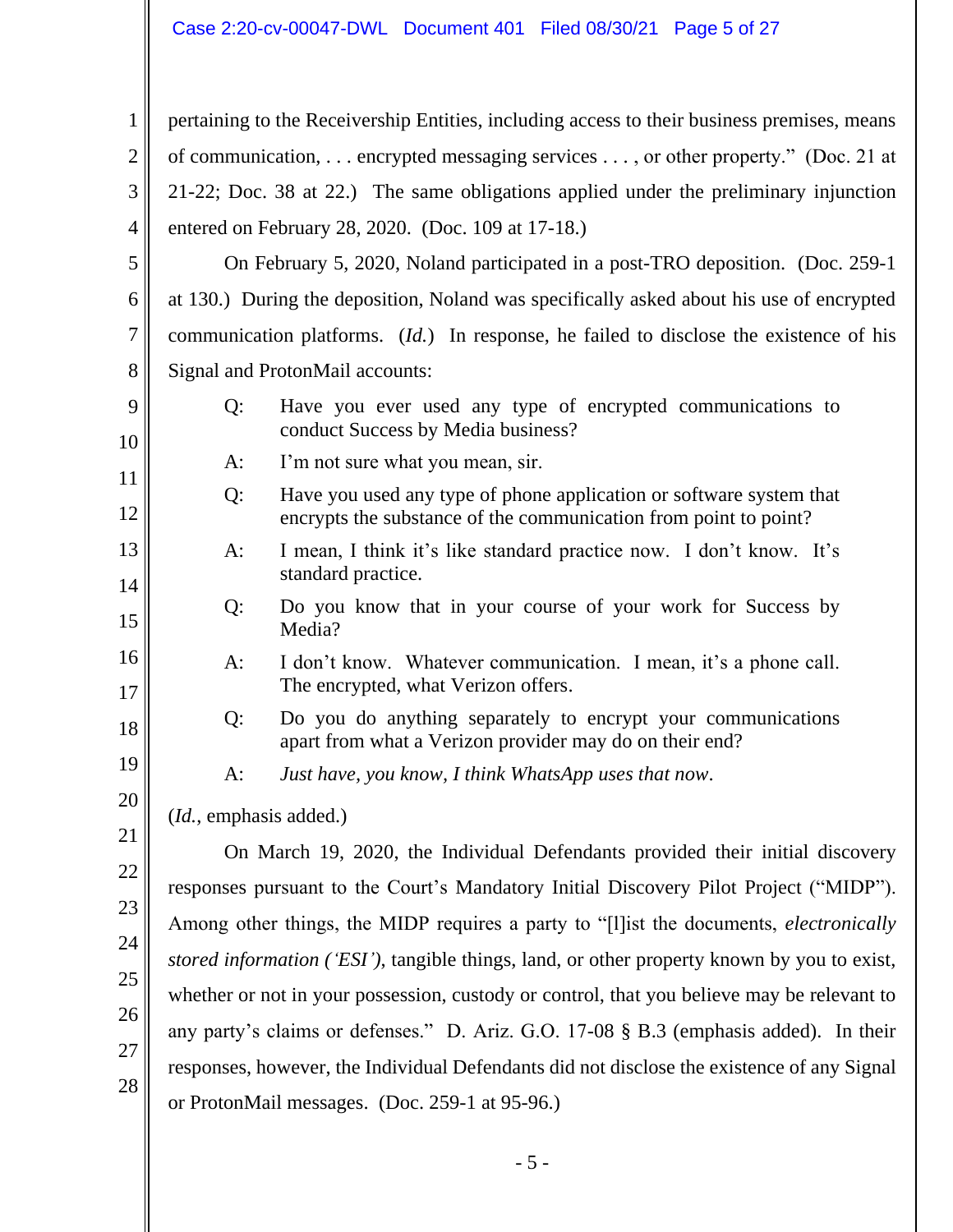pertaining to the Receivership Entities, including access to their business premises, means of communication, . . . encrypted messaging services . . . , or other property." (Doc. 21 at 21-22; Doc. 38 at 22.) The same obligations applied under the preliminary injunction entered on February 28, 2020. (Doc. 109 at 17-18.)

On February 5, 2020, Noland participated in a post-TRO deposition. (Doc. 259-1 at 130.) During the deposition, Noland was specifically asked about his use of encrypted communication platforms. (*Id.*) In response, he failed to disclose the existence of his Signal and ProtonMail accounts:

> Q: Have you ever used any type of encrypted communications to conduct Success by Media business?
>
> A: I'm not sure what you mean, sir.
>
> Q: Have you used any type of phone application or software system that encrypts the substance of the communication from point to point?
>
> A: I mean, I think it's like standard practice now. I don't know. It's standard practice.
>
> Q: Do you know that in your course of your work for Success by Media?
>
> A: I don't know. Whatever communication. I mean, it's a phone call. The encrypted, what Verizon offers.
>
> Q: Do you do anything separately to encrypt your communications apart from what a Verizon provider may do on their end?
>
> A: *Just have, you know, I think WhatsApp uses that now.*

(*Id.*, emphasis added.)

On March 19, 2020, the Individual Defendants provided their initial discovery responses pursuant to the Court's Mandatory Initial Discovery Pilot Project ("MIDP"). Among other things, the MIDP requires a party to "[l]ist the documents, *electronically stored information ('ESI')*, tangible things, land, or other property known by you to exist, whether or not in your possession, custody or control, that you believe may be relevant to any party's claims or defenses." D. Ariz. G.O. 17-08 § B.3 (emphasis added). In their responses, however, the Individual Defendants did not disclose the existence of any Signal or ProtonMail messages. (Doc. 259-1 at 95-96.)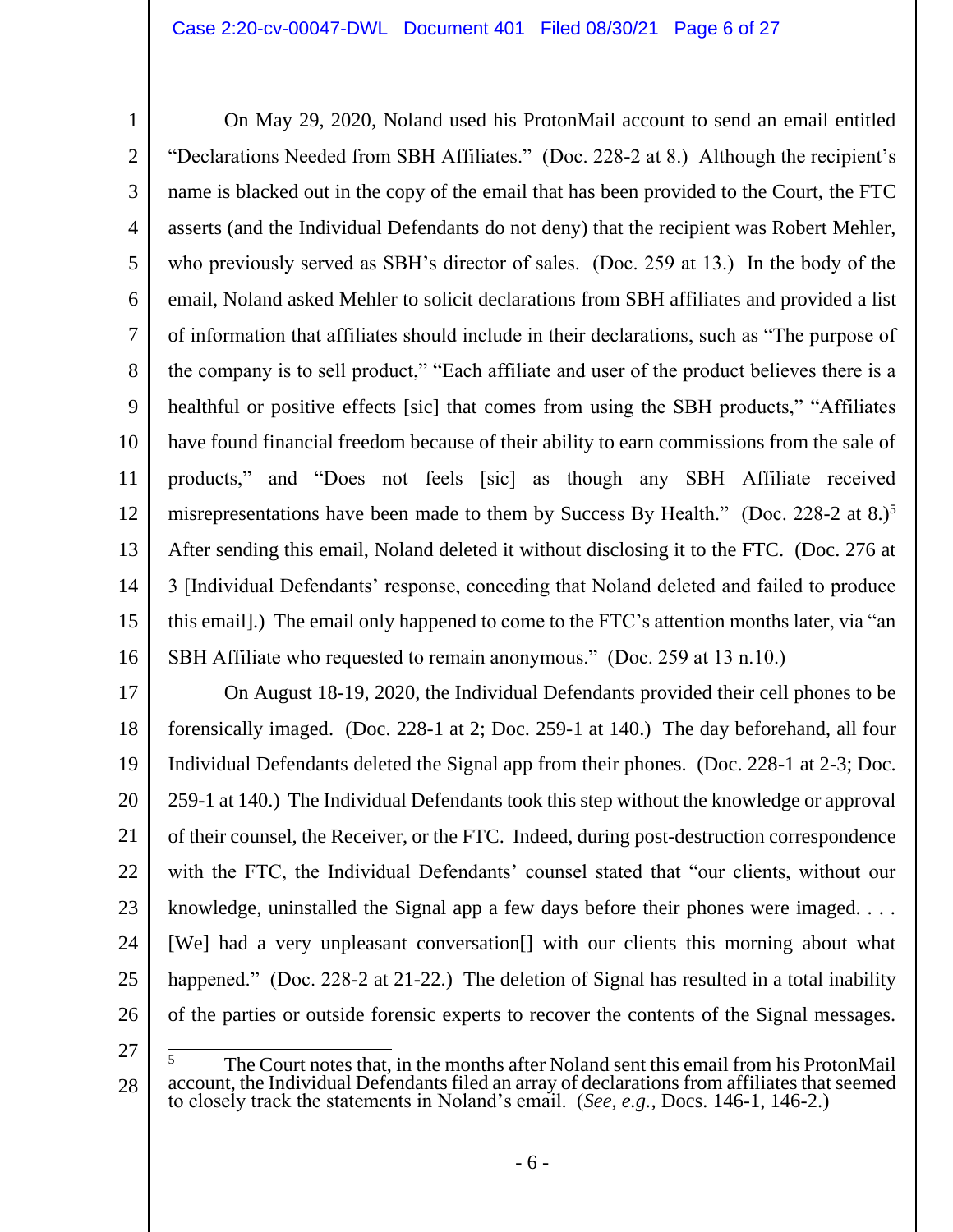On May 29, 2020, Noland used his ProtonMail account to send an email entitled "Declarations Needed from SBH Affiliates." (Doc. 228-2 at 8.) Although the recipient's name is blacked out in the copy of the email that has been provided to the Court, the FTC asserts (and the Individual Defendants do not deny) that the recipient was Robert Mehler, who previously served as SBH's director of sales. (Doc. 259 at 13.) In the body of the email, Noland asked Mehler to solicit declarations from SBH affiliates and provided a list of information that affiliates should include in their declarations, such as "The purpose of the company is to sell product," "Each affiliate and user of the product believes there is a healthful or positive effects [sic] that comes from using the SBH products," "Affiliates have found financial freedom because of their ability to earn commissions from the sale of products," and "Does not feels [sic] as though any SBH Affiliate received misrepresentations have been made to them by Success By Health." (Doc. 228-2 at 8.)[5] After sending this email, Noland deleted it without disclosing it to the FTC. (Doc. 276 at 3 [Individual Defendants' response, conceding that Noland deleted and failed to produce this email].) The email only happened to come to the FTC's attention months later, via "an SBH Affiliate who requested to remain anonymous." (Doc. 259 at 13 n.10.)

On August 18-19, 2020, the Individual Defendants provided their cell phones to be forensically imaged. (Doc. 228-1 at 2; Doc. 259-1 at 140.) The day beforehand, all four Individual Defendants deleted the Signal app from their phones. (Doc. 228-1 at 2-3; Doc. 259-1 at 140.) The Individual Defendants took this step without the knowledge or approval of their counsel, the Receiver, or the FTC. Indeed, during post-destruction correspondence with the FTC, the Individual Defendants' counsel stated that "our clients, without our knowledge, uninstalled the Signal app a few days before their phones were imaged. . . . [We] had a very unpleasant conversation[] with our clients this morning about what happened." (Doc. 228-2 at 21-22.) The deletion of Signal has resulted in a total inability of the parties or outside forensic experts to recover the contents of the Signal messages.

[5] The Court notes that, in the months after Noland sent this email from his ProtonMail account, the Individual Defendants filed an array of declarations from affiliates that seemed to closely track the statements in Noland's email. (*See, e.g.*, Docs. 146-1, 146-2.)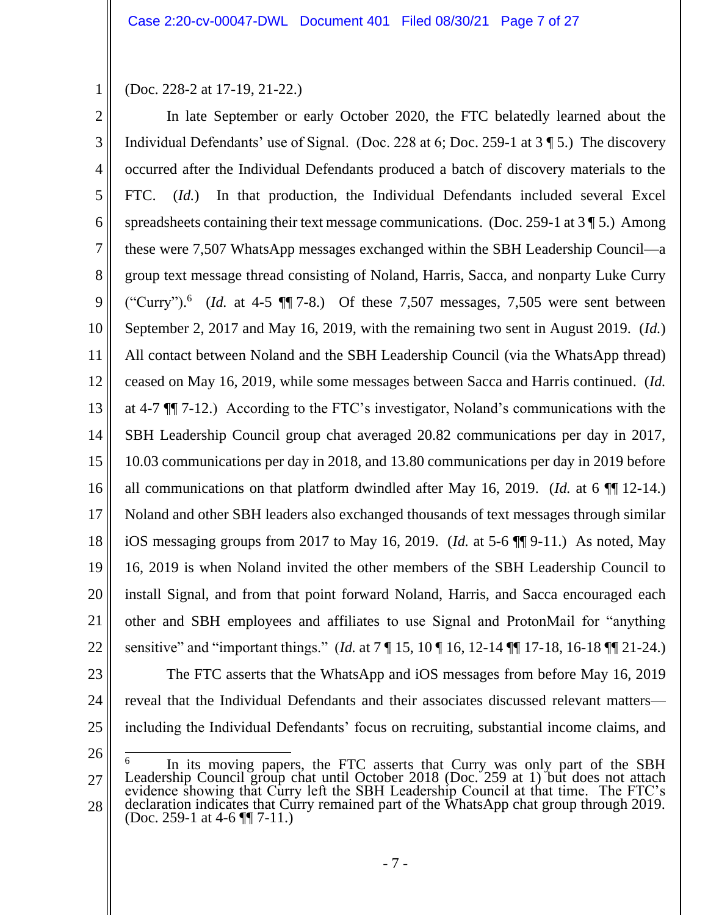(Doc. 228-2 at 17-19, 21-22.)

In late September or early October 2020, the FTC belatedly learned about the Individual Defendants' use of Signal. (Doc. 228 at 6; Doc. 259-1 at 3 ¶ 5.) The discovery occurred after the Individual Defendants produced a batch of discovery materials to the FTC. (*Id.*) In that production, the Individual Defendants included several Excel spreadsheets containing their text message communications. (Doc. 259-1 at 3 ¶ 5.) Among these were 7,507 WhatsApp messages exchanged within the SBH Leadership Council—a group text message thread consisting of Noland, Harris, Sacca, and nonparty Luke Curry ("Curry").[6] (*Id.* at 4-5 ¶¶ 7-8.) Of these 7,507 messages, 7,505 were sent between September 2, 2017 and May 16, 2019, with the remaining two sent in August 2019. (*Id.*) All contact between Noland and the SBH Leadership Council (via the WhatsApp thread) ceased on May 16, 2019, while some messages between Sacca and Harris continued. (*Id.* at 4-7 ¶¶ 7-12.) According to the FTC's investigator, Noland's communications with the SBH Leadership Council group chat averaged 20.82 communications per day in 2017, 10.03 communications per day in 2018, and 13.80 communications per day in 2019 before all communications on that platform dwindled after May 16, 2019. (*Id.* at 6 ¶¶ 12-14.) Noland and other SBH leaders also exchanged thousands of text messages through similar iOS messaging groups from 2017 to May 16, 2019. (*Id.* at 5-6 ¶¶ 9-11.) As noted, May 16, 2019 is when Noland invited the other members of the SBH Leadership Council to install Signal, and from that point forward Noland, Harris, and Sacca encouraged each other and SBH employees and affiliates to use Signal and ProtonMail for "anything sensitive" and "important things." (*Id.* at 7 ¶ 15, 10 ¶ 16, 12-14 ¶¶ 17-18, 16-18 ¶¶ 21-24.)

The FTC asserts that the WhatsApp and iOS messages from before May 16, 2019 reveal that the Individual Defendants and their associates discussed relevant matters—including the Individual Defendants' focus on recruiting, substantial income claims, and

---

[6] In its moving papers, the FTC asserts that Curry was only part of the SBH Leadership Council group chat until October 2018 (Doc. 259 at 1) but does not attach evidence showing that Curry left the SBH Leadership Council at that time. The FTC's declaration indicates that Curry remained part of the WhatsApp chat group through 2019. (Doc. 259-1 at 4-6 ¶¶ 7-11.)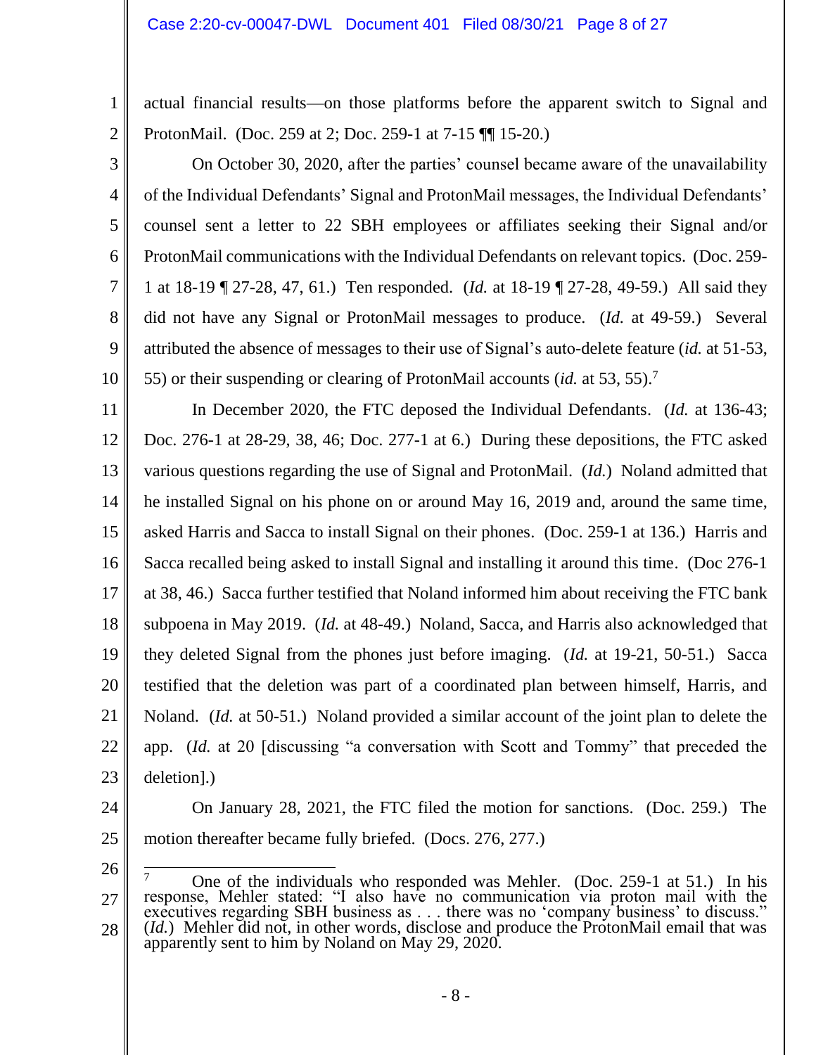actual financial results—on those platforms before the apparent switch to Signal and ProtonMail. (Doc. 259 at 2; Doc. 259-1 at 7-15 ¶¶ 15-20.)

On October 30, 2020, after the parties' counsel became aware of the unavailability of the Individual Defendants' Signal and ProtonMail messages, the Individual Defendants' counsel sent a letter to 22 SBH employees or affiliates seeking their Signal and/or ProtonMail communications with the Individual Defendants on relevant topics. (Doc. 259-1 at 18-19 ¶ 27-28, 47, 61.) Ten responded. (*Id.* at 18-19 ¶ 27-28, 49-59.) All said they did not have any Signal or ProtonMail messages to produce. (*Id.* at 49-59.) Several attributed the absence of messages to their use of Signal's auto-delete feature (*id.* at 51-53, 55) or their suspending or clearing of ProtonMail accounts (*id.* at 53, 55).[7]

In December 2020, the FTC deposed the Individual Defendants. (*Id.* at 136-43; Doc. 276-1 at 28-29, 38, 46; Doc. 277-1 at 6.) During these depositions, the FTC asked various questions regarding the use of Signal and ProtonMail. (*Id.*) Noland admitted that he installed Signal on his phone on or around May 16, 2019 and, around the same time, asked Harris and Sacca to install Signal on their phones. (Doc. 259-1 at 136.) Harris and Sacca recalled being asked to install Signal and installing it around this time. (Doc 276-1 at 38, 46.) Sacca further testified that Noland informed him about receiving the FTC bank subpoena in May 2019. (*Id.* at 48-49.) Noland, Sacca, and Harris also acknowledged that they deleted Signal from the phones just before imaging. (*Id.* at 19-21, 50-51.) Sacca testified that the deletion was part of a coordinated plan between himself, Harris, and Noland. (*Id.* at 50-51.) Noland provided a similar account of the joint plan to delete the app. (*Id.* at 20 [discussing "a conversation with Scott and Tommy" that preceded the deletion].)

On January 28, 2021, the FTC filed the motion for sanctions. (Doc. 259.) The motion thereafter became fully briefed. (Docs. 276, 277.)

---

[7] One of the individuals who responded was Mehler. (Doc. 259-1 at 51.) In his response, Mehler stated: "I also have no communication via proton mail with the executives regarding SBH business as . . . there was no 'company business' to discuss." (*Id.*) Mehler did not, in other words, disclose and produce the ProtonMail email that was apparently sent to him by Noland on May 29, 2020.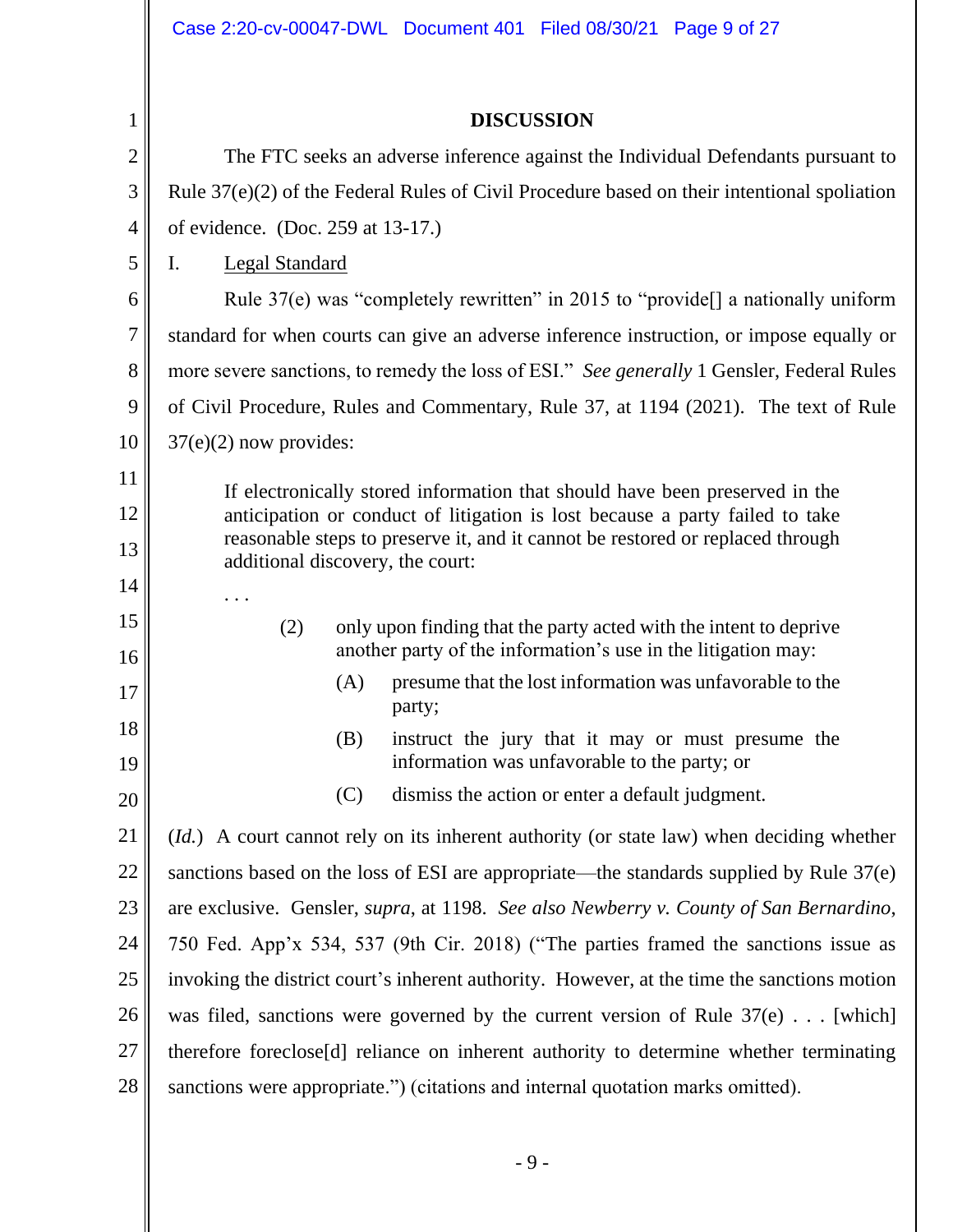**DISCUSSION**

The FTC seeks an adverse inference against the Individual Defendants pursuant to Rule 37(e)(2) of the Federal Rules of Civil Procedure based on their intentional spoliation of evidence. (Doc. 259 at 13-17.)

I. Legal Standard

Rule 37(e) was "completely rewritten" in 2015 to "provide[] a nationally uniform standard for when courts can give an adverse inference instruction, or impose equally or more severe sanctions, to remedy the loss of ESI." *See generally* 1 Gensler, Federal Rules of Civil Procedure, Rules and Commentary, Rule 37, at 1194 (2021). The text of Rule 37(e)(2) now provides:

> If electronically stored information that should have been preserved in the anticipation or conduct of litigation is lost because a party failed to take reasonable steps to preserve it, and it cannot be restored or replaced through additional discovery, the court:
>
> . . .
>
> (2) only upon finding that the party acted with the intent to deprive another party of the information's use in the litigation may:
>
> (A) presume that the lost information was unfavorable to the party;
>
> (B) instruct the jury that it may or must presume the information was unfavorable to the party; or
>
> (C) dismiss the action or enter a default judgment.

(*Id.*) A court cannot rely on its inherent authority (or state law) when deciding whether sanctions based on the loss of ESI are appropriate—the standards supplied by Rule 37(e) are exclusive. Gensler, *supra*, at 1198. *See also Newberry v. County of San Bernardino*, 750 Fed. App'x 534, 537 (9th Cir. 2018) ("The parties framed the sanctions issue as invoking the district court's inherent authority. However, at the time the sanctions motion was filed, sanctions were governed by the current version of Rule 37(e) . . . [which] therefore foreclose[d] reliance on inherent authority to determine whether terminating sanctions were appropriate.") (citations and internal quotation marks omitted).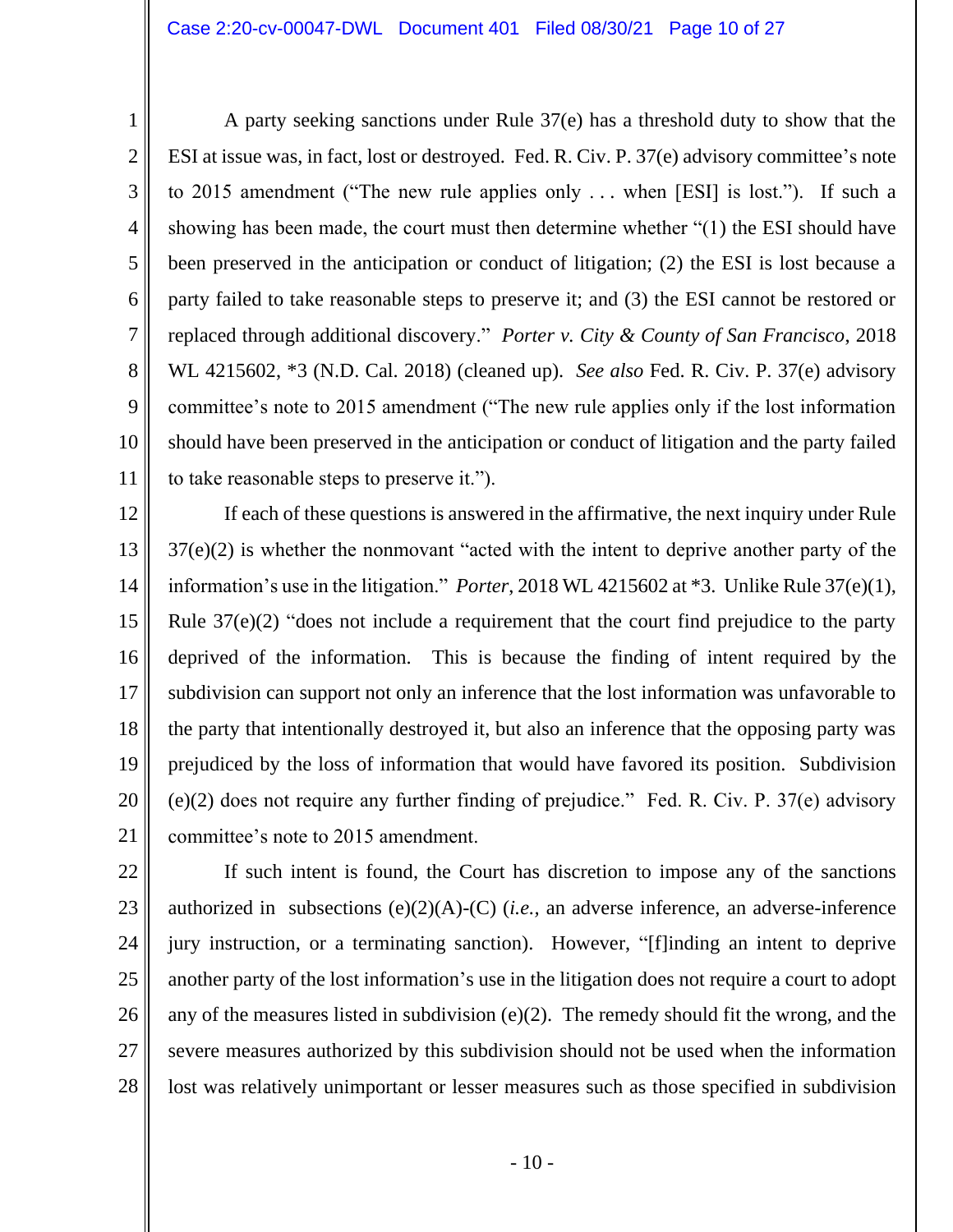A party seeking sanctions under Rule 37(e) has a threshold duty to show that the ESI at issue was, in fact, lost or destroyed. Fed. R. Civ. P. 37(e) advisory committee's note to 2015 amendment ("The new rule applies only . . . when [ESI] is lost."). If such a showing has been made, the court must then determine whether "(1) the ESI should have been preserved in the anticipation or conduct of litigation; (2) the ESI is lost because a party failed to take reasonable steps to preserve it; and (3) the ESI cannot be restored or replaced through additional discovery." *Porter v. City & County of San Francisco*, 2018 WL 4215602, *3 (N.D. Cal. 2018) (cleaned up). *See also* Fed. R. Civ. P. 37(e) advisory committee's note to 2015 amendment ("The new rule applies only if the lost information should have been preserved in the anticipation or conduct of litigation and the party failed to take reasonable steps to preserve it.").

If each of these questions is answered in the affirmative, the next inquiry under Rule 37(e)(2) is whether the nonmovant "acted with the intent to deprive another party of the information's use in the litigation." *Porter*, 2018 WL 4215602 at *3. Unlike Rule 37(e)(1), Rule 37(e)(2) "does not include a requirement that the court find prejudice to the party deprived of the information. This is because the finding of intent required by the subdivision can support not only an inference that the lost information was unfavorable to the party that intentionally destroyed it, but also an inference that the opposing party was prejudiced by the loss of information that would have favored its position. Subdivision (e)(2) does not require any further finding of prejudice." Fed. R. Civ. P. 37(e) advisory committee's note to 2015 amendment.

If such intent is found, the Court has discretion to impose any of the sanctions authorized in subsections (e)(2)(A)-(C) (*i.e.*, an adverse inference, an adverse-inference jury instruction, or a terminating sanction). However, "[f]inding an intent to deprive another party of the lost information's use in the litigation does not require a court to adopt any of the measures listed in subdivision (e)(2). The remedy should fit the wrong, and the severe measures authorized by this subdivision should not be used when the information lost was relatively unimportant or lesser measures such as those specified in subdivision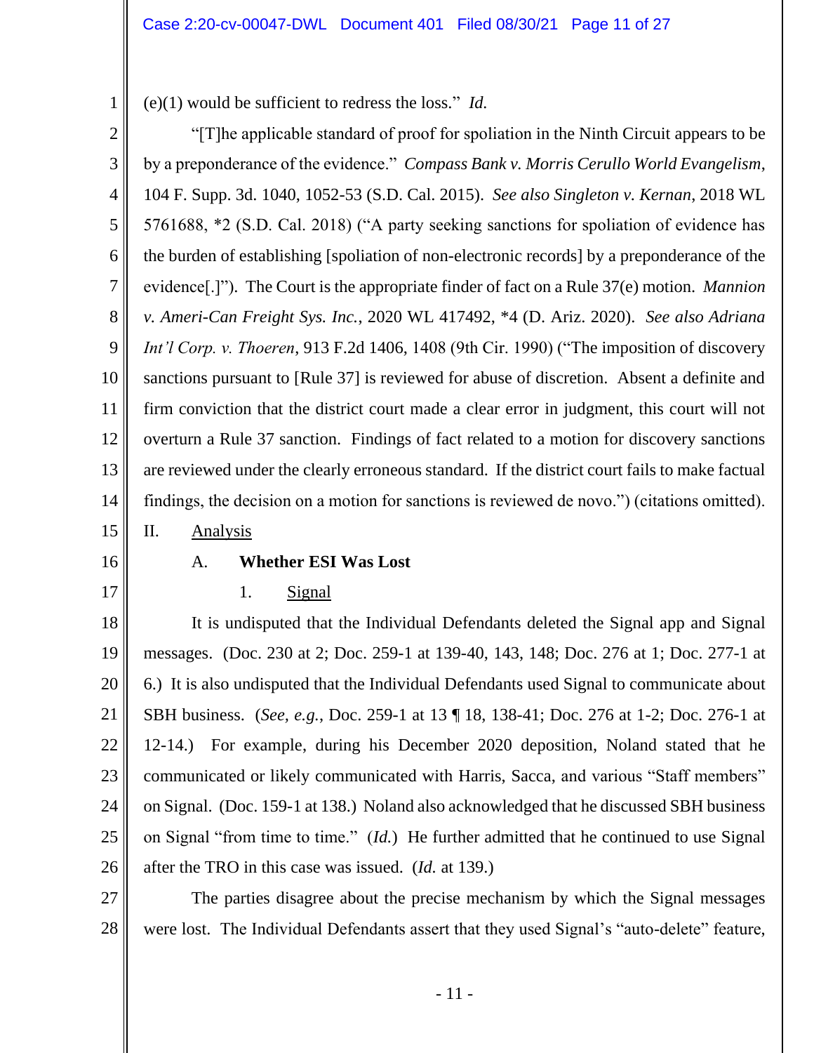(e)(1) would be sufficient to redress the loss." *Id.*

"[T]he applicable standard of proof for spoliation in the Ninth Circuit appears to be by a preponderance of the evidence." *Compass Bank v. Morris Cerullo World Evangelism*, 104 F. Supp. 3d. 1040, 1052-53 (S.D. Cal. 2015). *See also Singleton v. Kernan*, 2018 WL 5761688, *2 (S.D. Cal. 2018) ("A party seeking sanctions for spoliation of evidence has the burden of establishing [spoliation of non-electronic records] by a preponderance of the evidence[.]"). The Court is the appropriate finder of fact on a Rule 37(e) motion. *Mannion v. Ameri-Can Freight Sys. Inc.*, 2020 WL 417492, *4 (D. Ariz. 2020). *See also Adriana Int'l Corp. v. Thoeren*, 913 F.2d 1406, 1408 (9th Cir. 1990) ("The imposition of discovery sanctions pursuant to [Rule 37] is reviewed for abuse of discretion. Absent a definite and firm conviction that the district court made a clear error in judgment, this court will not overturn a Rule 37 sanction. Findings of fact related to a motion for discovery sanctions are reviewed under the clearly erroneous standard. If the district court fails to make factual findings, the decision on a motion for sanctions is reviewed de novo.") (citations omitted).

## II. Analysis

### A. Whether ESI Was Lost

#### 1. Signal

It is undisputed that the Individual Defendants deleted the Signal app and Signal messages. (Doc. 230 at 2; Doc. 259-1 at 139-40, 143, 148; Doc. 276 at 1; Doc. 277-1 at 6.) It is also undisputed that the Individual Defendants used Signal to communicate about SBH business. (*See, e.g.*, Doc. 259-1 at 13 ¶ 18, 138-41; Doc. 276 at 1-2; Doc. 276-1 at 12-14.) For example, during his December 2020 deposition, Noland stated that he communicated or likely communicated with Harris, Sacca, and various "Staff members" on Signal. (Doc. 159-1 at 138.) Noland also acknowledged that he discussed SBH business on Signal "from time to time." (*Id.*) He further admitted that he continued to use Signal after the TRO in this case was issued. (*Id.* at 139.)

The parties disagree about the precise mechanism by which the Signal messages were lost. The Individual Defendants assert that they used Signal's "auto-delete" feature,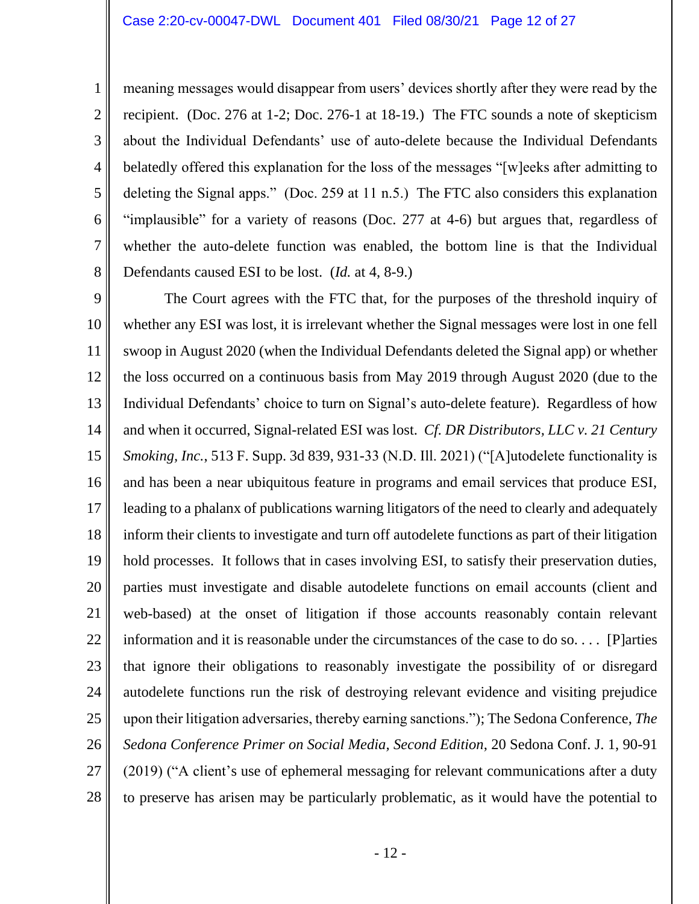meaning messages would disappear from users' devices shortly after they were read by the recipient. (Doc. 276 at 1-2; Doc. 276-1 at 18-19.) The FTC sounds a note of skepticism about the Individual Defendants' use of auto-delete because the Individual Defendants belatedly offered this explanation for the loss of the messages "[w]eeks after admitting to deleting the Signal apps." (Doc. 259 at 11 n.5.) The FTC also considers this explanation "implausible" for a variety of reasons (Doc. 277 at 4-6) but argues that, regardless of whether the auto-delete function was enabled, the bottom line is that the Individual Defendants caused ESI to be lost. (*Id.* at 4, 8-9.)

The Court agrees with the FTC that, for the purposes of the threshold inquiry of whether any ESI was lost, it is irrelevant whether the Signal messages were lost in one fell swoop in August 2020 (when the Individual Defendants deleted the Signal app) or whether the loss occurred on a continuous basis from May 2019 through August 2020 (due to the Individual Defendants' choice to turn on Signal's auto-delete feature). Regardless of how and when it occurred, Signal-related ESI was lost. *Cf. DR Distributors, LLC v. 21 Century Smoking, Inc.*, 513 F. Supp. 3d 839, 931-33 (N.D. Ill. 2021) ("[A]utodelete functionality is and has been a near ubiquitous feature in programs and email services that produce ESI, leading to a phalanx of publications warning litigators of the need to clearly and adequately inform their clients to investigate and turn off autodelete functions as part of their litigation hold processes. It follows that in cases involving ESI, to satisfy their preservation duties, parties must investigate and disable autodelete functions on email accounts (client and web-based) at the onset of litigation if those accounts reasonably contain relevant information and it is reasonable under the circumstances of the case to do so. . . . [P]arties that ignore their obligations to reasonably investigate the possibility of or disregard autodelete functions run the risk of destroying relevant evidence and visiting prejudice upon their litigation adversaries, thereby earning sanctions."); The Sedona Conference, *The Sedona Conference Primer on Social Media, Second Edition*, 20 Sedona Conf. J. 1, 90-91 (2019) ("A client's use of ephemeral messaging for relevant communications after a duty to preserve has arisen may be particularly problematic, as it would have the potential to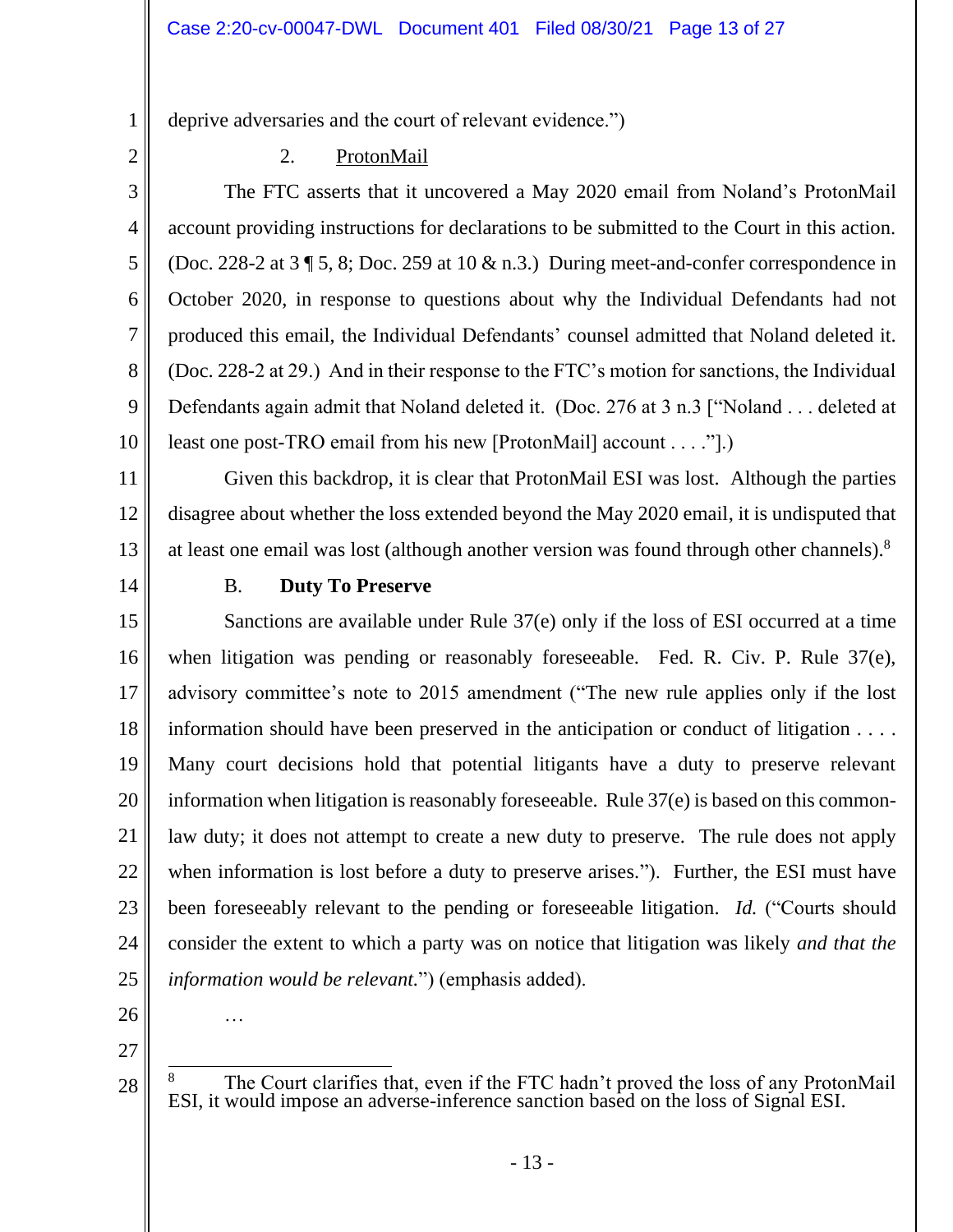deprive adversaries and the court of relevant evidence.")

2. ProtonMail

The FTC asserts that it uncovered a May 2020 email from Noland's ProtonMail account providing instructions for declarations to be submitted to the Court in this action. (Doc. 228-2 at 3 ¶ 5, 8; Doc. 259 at 10 & n.3.) During meet-and-confer correspondence in October 2020, in response to questions about why the Individual Defendants had not produced this email, the Individual Defendants' counsel admitted that Noland deleted it. (Doc. 228-2 at 29.) And in their response to the FTC's motion for sanctions, the Individual Defendants again admit that Noland deleted it. (Doc. 276 at 3 n.3 ["Noland . . . deleted at least one post-TRO email from his new [ProtonMail] account . . . ."].)

Given this backdrop, it is clear that ProtonMail ESI was lost. Although the parties disagree about whether the loss extended beyond the May 2020 email, it is undisputed that at least one email was lost (although another version was found through other channels).[8]

B. **Duty To Preserve**

Sanctions are available under Rule 37(e) only if the loss of ESI occurred at a time when litigation was pending or reasonably foreseeable. Fed. R. Civ. P. Rule 37(e), advisory committee's note to 2015 amendment ("The new rule applies only if the lost information should have been preserved in the anticipation or conduct of litigation . . . . Many court decisions hold that potential litigants have a duty to preserve relevant information when litigation is reasonably foreseeable. Rule 37(e) is based on this common-law duty; it does not attempt to create a new duty to preserve. The rule does not apply when information is lost before a duty to preserve arises."). Further, the ESI must have been foreseeably relevant to the pending or foreseeable litigation. *Id.* ("Courts should consider the extent to which a party was on notice that litigation was likely *and that the information would be relevant.*") (emphasis added).

…

[8] The Court clarifies that, even if the FTC hadn't proved the loss of any ProtonMail ESI, it would impose an adverse-inference sanction based on the loss of Signal ESI.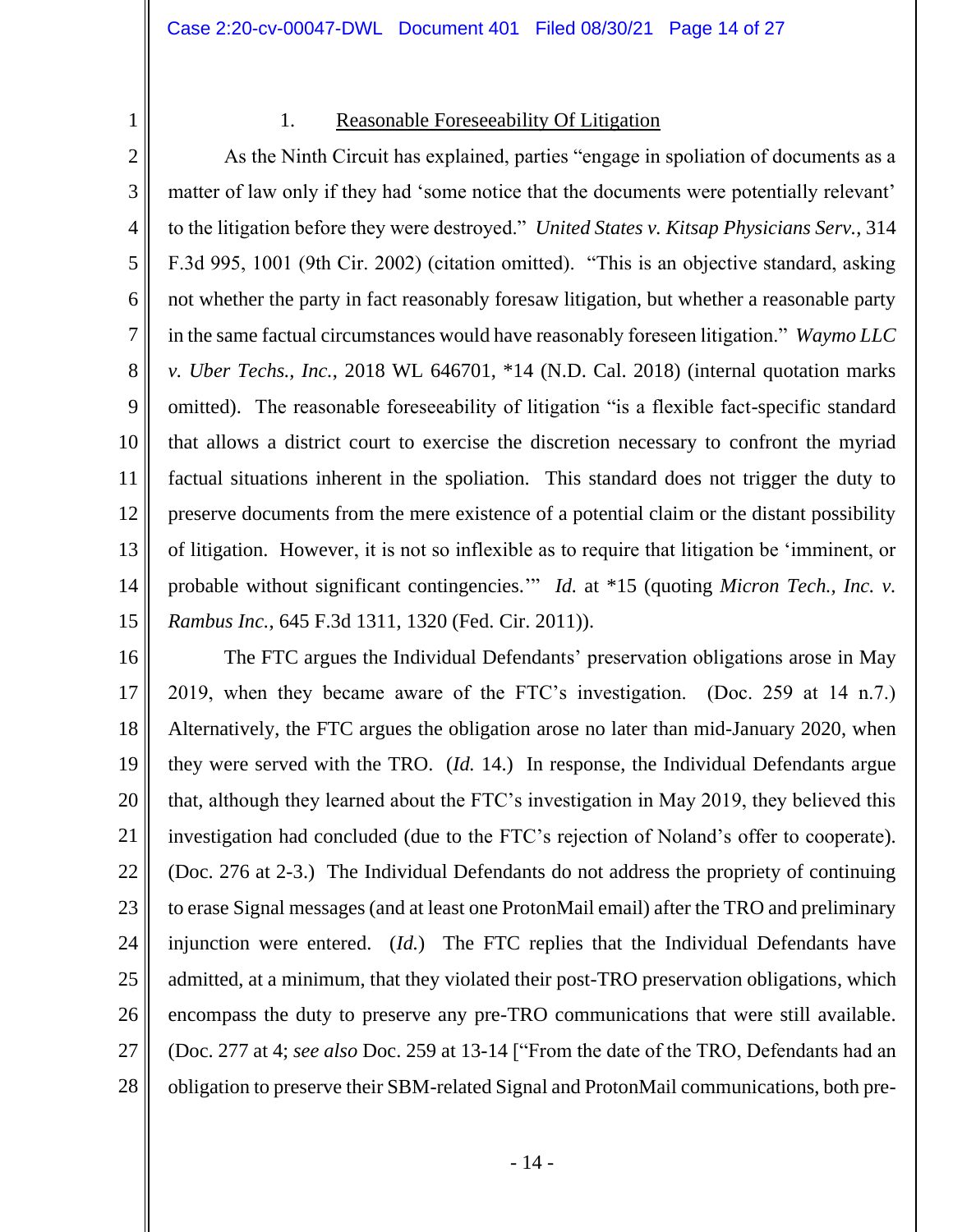### 1. Reasonable Foreseeability Of Litigation

As the Ninth Circuit has explained, parties "engage in spoliation of documents as a matter of law only if they had 'some notice that the documents were potentially relevant' to the litigation before they were destroyed." *United States v. Kitsap Physicians Serv.*, 314 F.3d 995, 1001 (9th Cir. 2002) (citation omitted). "This is an objective standard, asking not whether the party in fact reasonably foresaw litigation, but whether a reasonable party in the same factual circumstances would have reasonably foreseen litigation." *Waymo LLC v. Uber Techs., Inc.*, 2018 WL 646701, *14 (N.D. Cal. 2018) (internal quotation marks omitted). The reasonable foreseeability of litigation "is a flexible fact-specific standard that allows a district court to exercise the discretion necessary to confront the myriad factual situations inherent in the spoliation. This standard does not trigger the duty to preserve documents from the mere existence of a potential claim or the distant possibility of litigation. However, it is not so inflexible as to require that litigation be 'imminent, or probable without significant contingencies.'" *Id.* at *15 (quoting *Micron Tech., Inc. v. Rambus Inc.*, 645 F.3d 1311, 1320 (Fed. Cir. 2011)).

The FTC argues the Individual Defendants' preservation obligations arose in May 2019, when they became aware of the FTC's investigation. (Doc. 259 at 14 n.7.) Alternatively, the FTC argues the obligation arose no later than mid-January 2020, when they were served with the TRO. (*Id.* 14.) In response, the Individual Defendants argue that, although they learned about the FTC's investigation in May 2019, they believed this investigation had concluded (due to the FTC's rejection of Noland's offer to cooperate). (Doc. 276 at 2-3.) The Individual Defendants do not address the propriety of continuing to erase Signal messages (and at least one ProtonMail email) after the TRO and preliminary injunction were entered. (*Id.*) The FTC replies that the Individual Defendants have admitted, at a minimum, that they violated their post-TRO preservation obligations, which encompass the duty to preserve any pre-TRO communications that were still available. (Doc. 277 at 4; *see also* Doc. 259 at 13-14 ["From the date of the TRO, Defendants had an obligation to preserve their SBM-related Signal and ProtonMail communications, both pre-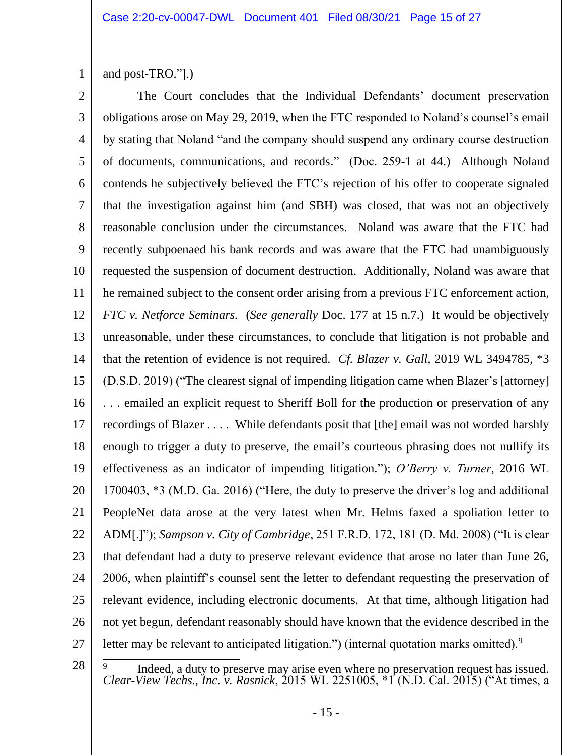and post-TRO."].)

The Court concludes that the Individual Defendants' document preservation obligations arose on May 29, 2019, when the FTC responded to Noland's counsel's email by stating that Noland "and the company should suspend any ordinary course destruction of documents, communications, and records." (Doc. 259-1 at 44.) Although Noland contends he subjectively believed the FTC's rejection of his offer to cooperate signaled that the investigation against him (and SBH) was closed, that was not an objectively reasonable conclusion under the circumstances. Noland was aware that the FTC had recently subpoenaed his bank records and was aware that the FTC had unambiguously requested the suspension of document destruction. Additionally, Noland was aware that he remained subject to the consent order arising from a previous FTC enforcement action, *FTC v. Netforce Seminars.* (*See generally* Doc. 177 at 15 n.7.) It would be objectively unreasonable, under these circumstances, to conclude that litigation is not probable and that the retention of evidence is not required. *Cf. Blazer v. Gall*, 2019 WL 3494785, *3 (D.S.D. 2019) ("The clearest signal of impending litigation came when Blazer's [attorney] . . . emailed an explicit request to Sheriff Boll for the production or preservation of any recordings of Blazer . . . . While defendants posit that [the] email was not worded harshly enough to trigger a duty to preserve, the email's courteous phrasing does not nullify its effectiveness as an indicator of impending litigation."); *O'Berry v. Turner*, 2016 WL 1700403, *3 (M.D. Ga. 2016) ("Here, the duty to preserve the driver's log and additional PeopleNet data arose at the very latest when Mr. Helms faxed a spoliation letter to ADM[.]"); *Sampson v. City of Cambridge*, 251 F.R.D. 172, 181 (D. Md. 2008) ("It is clear that defendant had a duty to preserve relevant evidence that arose no later than June 26, 2006, when plaintiff's counsel sent the letter to defendant requesting the preservation of relevant evidence, including electronic documents. At that time, although litigation had not yet begun, defendant reasonably should have known that the evidence described in the letter may be relevant to anticipated litigation.") (internal quotation marks omitted).[9]

---

[9] Indeed, a duty to preserve may arise even where no preservation request has issued. *Clear-View Techs., Inc. v. Rasnick*, 2015 WL 2251005, *1 (N.D. Cal. 2015) ("At times, a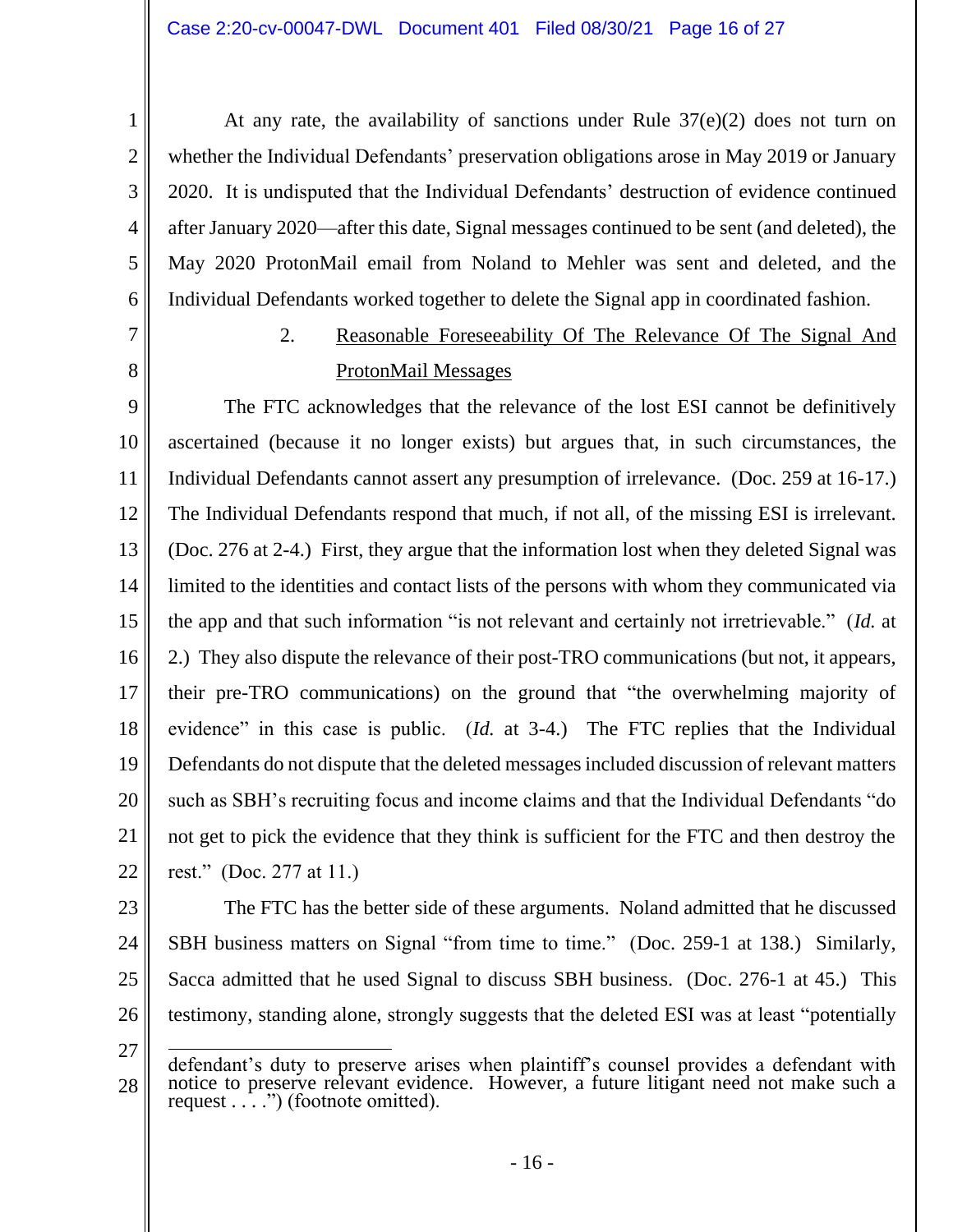At any rate, the availability of sanctions under Rule 37(e)(2) does not turn on whether the Individual Defendants' preservation obligations arose in May 2019 or January 2020. It is undisputed that the Individual Defendants' destruction of evidence continued after January 2020—after this date, Signal messages continued to be sent (and deleted), the May 2020 ProtonMail email from Noland to Mehler was sent and deleted, and the Individual Defendants worked together to delete the Signal app in coordinated fashion.

### 2. Reasonable Foreseeability Of The Relevance Of The Signal And ProtonMail Messages

The FTC acknowledges that the relevance of the lost ESI cannot be definitively ascertained (because it no longer exists) but argues that, in such circumstances, the Individual Defendants cannot assert any presumption of irrelevance. (Doc. 259 at 16-17.) The Individual Defendants respond that much, if not all, of the missing ESI is irrelevant. (Doc. 276 at 2-4.) First, they argue that the information lost when they deleted Signal was limited to the identities and contact lists of the persons with whom they communicated via the app and that such information "is not relevant and certainly not irretrievable." (*Id.* at 2.) They also dispute the relevance of their post-TRO communications (but not, it appears, their pre-TRO communications) on the ground that "the overwhelming majority of evidence" in this case is public. (*Id.* at 3-4.) The FTC replies that the Individual Defendants do not dispute that the deleted messages included discussion of relevant matters such as SBH's recruiting focus and income claims and that the Individual Defendants "do not get to pick the evidence that they think is sufficient for the FTC and then destroy the rest." (Doc. 277 at 11.)

The FTC has the better side of these arguments. Noland admitted that he discussed SBH business matters on Signal "from time to time." (Doc. 259-1 at 138.) Similarly, Sacca admitted that he used Signal to discuss SBH business. (Doc. 276-1 at 45.) This testimony, standing alone, strongly suggests that the deleted ESI was at least "potentially

---

defendant's duty to preserve arises when plaintiff's counsel provides a defendant with notice to preserve relevant evidence. However, a future litigant need not make such a request . . . .") (footnote omitted).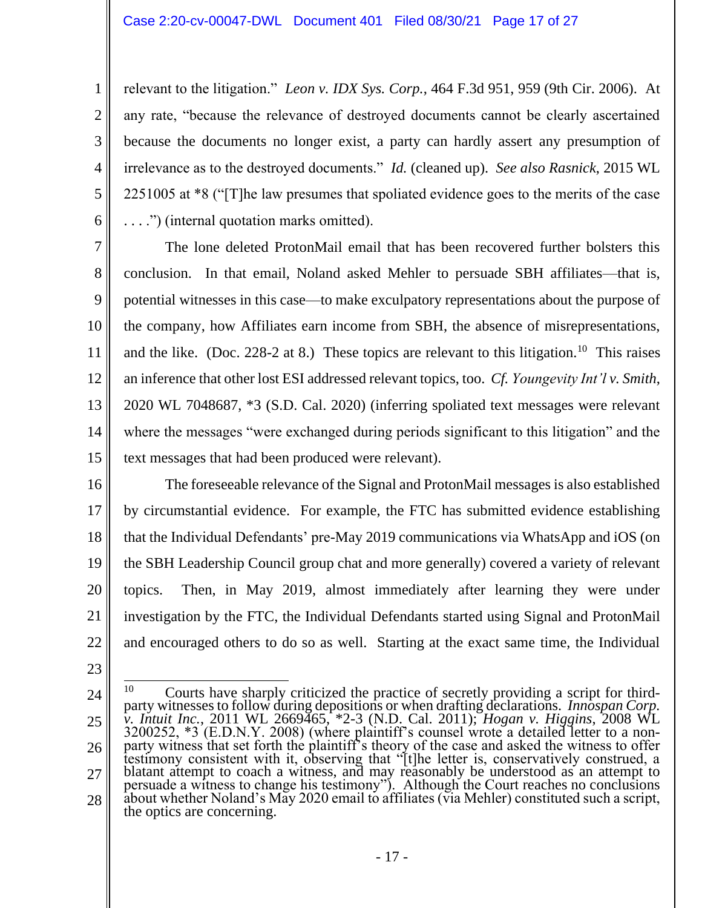relevant to the litigation." *Leon v. IDX Sys. Corp.*, 464 F.3d 951, 959 (9th Cir. 2006). At any rate, "because the relevance of destroyed documents cannot be clearly ascertained because the documents no longer exist, a party can hardly assert any presumption of irrelevance as to the destroyed documents." *Id.* (cleaned up). *See also Rasnick*, 2015 WL 2251005 at *8 ("[T]he law presumes that spoliated evidence goes to the merits of the case . . . .") (internal quotation marks omitted).

The lone deleted ProtonMail email that has been recovered further bolsters this conclusion. In that email, Noland asked Mehler to persuade SBH affiliates—that is, potential witnesses in this case—to make exculpatory representations about the purpose of the company, how Affiliates earn income from SBH, the absence of misrepresentations, and the like. (Doc. 228-2 at 8.) These topics are relevant to this litigation.[10] This raises an inference that other lost ESI addressed relevant topics, too. *Cf. Youngevity Int'l v. Smith*, 2020 WL 7048687, *3 (S.D. Cal. 2020) (inferring spoliated text messages were relevant where the messages "were exchanged during periods significant to this litigation" and the text messages that had been produced were relevant).

The foreseeable relevance of the Signal and ProtonMail messages is also established by circumstantial evidence. For example, the FTC has submitted evidence establishing that the Individual Defendants' pre-May 2019 communications via WhatsApp and iOS (on the SBH Leadership Council group chat and more generally) covered a variety of relevant topics. Then, in May 2019, almost immediately after learning they were under investigation by the FTC, the Individual Defendants started using Signal and ProtonMail and encouraged others to do so as well. Starting at the exact same time, the Individual

---

[10] Courts have sharply criticized the practice of secretly providing a script for third-party witnesses to follow during depositions or when drafting declarations. *Innospan Corp. v. Intuit Inc.*, 2011 WL 2669465, *2-3 (N.D. Cal. 2011); *Hogan v. Higgins*, 2008 WL 3200252, *3 (E.D.N.Y. 2008) (where plaintiff's counsel wrote a detailed letter to a non-party witness that set forth the plaintiff's theory of the case and asked the witness to offer testimony consistent with it, observing that "[t]he letter is, conservatively construed, a blatant attempt to coach a witness, and may reasonably be understood as an attempt to persuade a witness to change his testimony"). Although the Court reaches no conclusions about whether Noland's May 2020 email to affiliates (via Mehler) constituted such a script, the optics are concerning.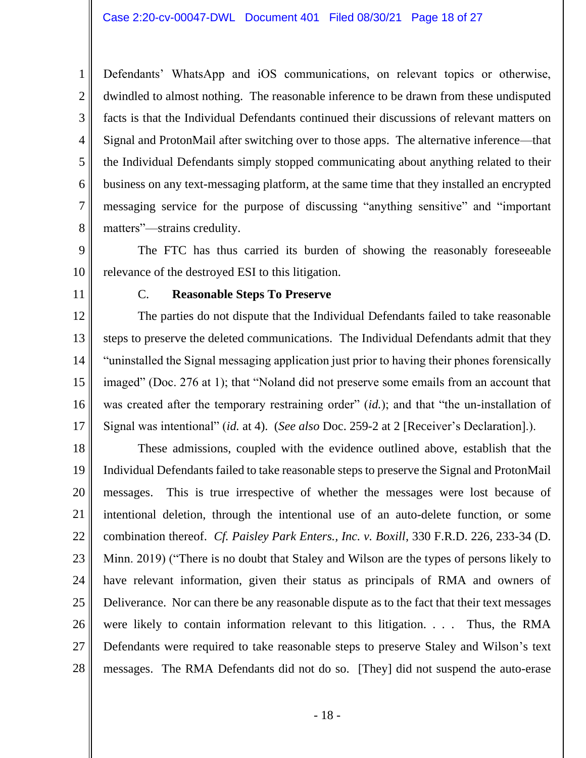Defendants' WhatsApp and iOS communications, on relevant topics or otherwise, dwindled to almost nothing. The reasonable inference to be drawn from these undisputed facts is that the Individual Defendants continued their discussions of relevant matters on Signal and ProtonMail after switching over to those apps. The alternative inference—that the Individual Defendants simply stopped communicating about anything related to their business on any text-messaging platform, at the same time that they installed an encrypted messaging service for the purpose of discussing "anything sensitive" and "important matters"—strains credulity.

The FTC has thus carried its burden of showing the reasonably foreseeable relevance of the destroyed ESI to this litigation.

### C. **Reasonable Steps To Preserve**

The parties do not dispute that the Individual Defendants failed to take reasonable steps to preserve the deleted communications. The Individual Defendants admit that they "uninstalled the Signal messaging application just prior to having their phones forensically imaged" (Doc. 276 at 1); that "Noland did not preserve some emails from an account that was created after the temporary restraining order" (*id.*); and that "the un-installation of Signal was intentional" (*id.* at 4). (*See also* Doc. 259-2 at 2 [Receiver's Declaration].).

These admissions, coupled with the evidence outlined above, establish that the Individual Defendants failed to take reasonable steps to preserve the Signal and ProtonMail messages. This is true irrespective of whether the messages were lost because of intentional deletion, through the intentional use of an auto-delete function, or some combination thereof. *Cf. Paisley Park Enters., Inc. v. Boxill*, 330 F.R.D. 226, 233-34 (D. Minn. 2019) ("There is no doubt that Staley and Wilson are the types of persons likely to have relevant information, given their status as principals of RMA and owners of Deliverance. Nor can there be any reasonable dispute as to the fact that their text messages were likely to contain information relevant to this litigation. . . . Thus, the RMA Defendants were required to take reasonable steps to preserve Staley and Wilson's text messages. The RMA Defendants did not do so. [They] did not suspend the auto-erase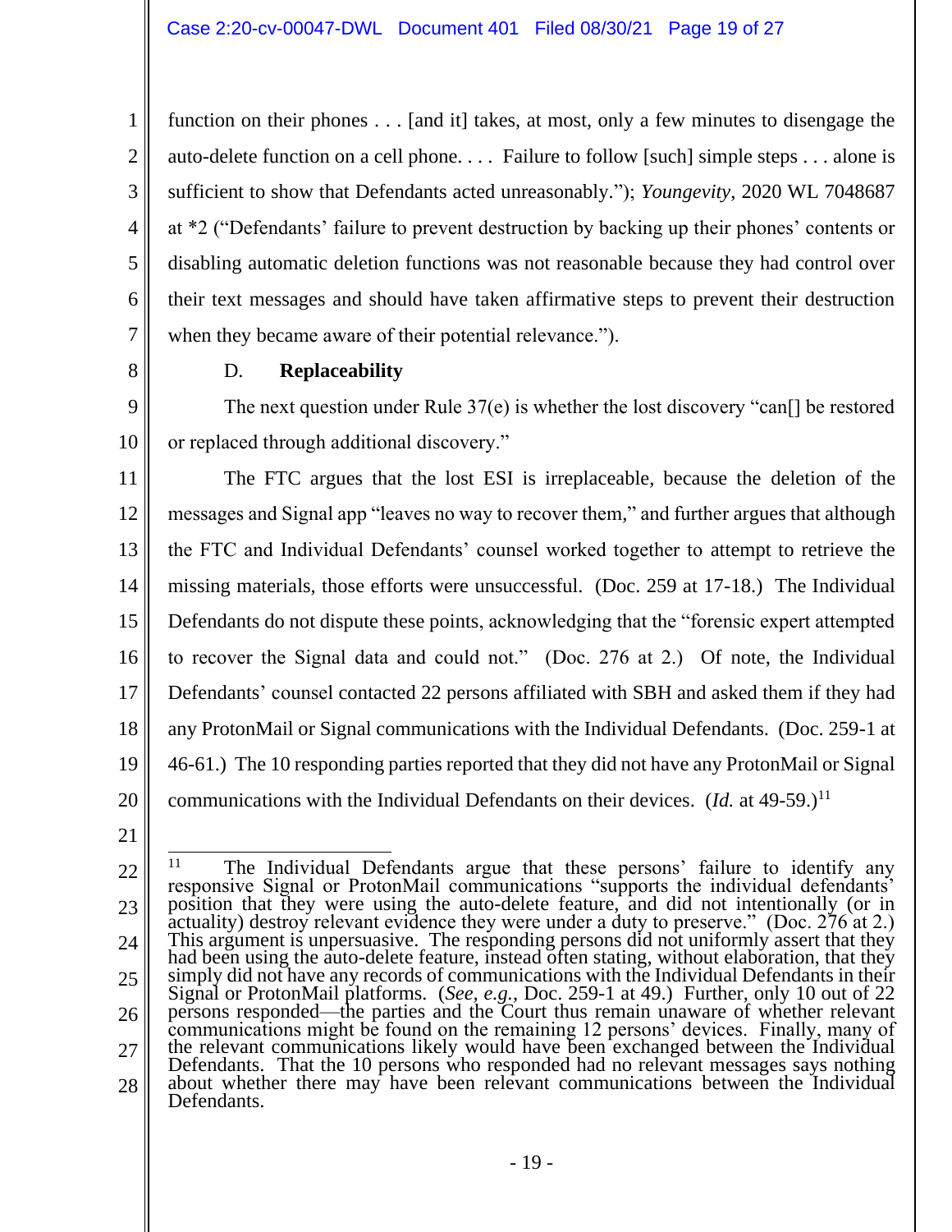function on their phones . . . [and it] takes, at most, only a few minutes to disengage the auto-delete function on a cell phone. . . . Failure to follow [such] simple steps . . . alone is sufficient to show that Defendants acted unreasonably."); *Youngevity*, 2020 WL 7048687 at *2 ("Defendants' failure to prevent destruction by backing up their phones' contents or disabling automatic deletion functions was not reasonable because they had control over their text messages and should have taken affirmative steps to prevent their destruction when they became aware of their potential relevance.").

### D. **Replaceability**

The next question under Rule 37(e) is whether the lost discovery "can[] be restored or replaced through additional discovery."

The FTC argues that the lost ESI is irreplaceable, because the deletion of the messages and Signal app "leaves no way to recover them," and further argues that although the FTC and Individual Defendants' counsel worked together to attempt to retrieve the missing materials, those efforts were unsuccessful. (Doc. 259 at 17-18.) The Individual Defendants do not dispute these points, acknowledging that the "forensic expert attempted to recover the Signal data and could not." (Doc. 276 at 2.) Of note, the Individual Defendants' counsel contacted 22 persons affiliated with SBH and asked them if they had any ProtonMail or Signal communications with the Individual Defendants. (Doc. 259-1 at 46-61.) The 10 responding parties reported that they did not have any ProtonMail or Signal communications with the Individual Defendants on their devices. (*Id.* at 49-59.)[11]

---

[11] The Individual Defendants argue that these persons' failure to identify any responsive Signal or ProtonMail communications "supports the individual defendants' position that they were using the auto-delete feature, and did not intentionally (or in actuality) destroy relevant evidence they were under a duty to preserve." (Doc. 276 at 2.) This argument is unpersuasive. The responding persons did not uniformly assert that they had been using the auto-delete feature, instead often stating, without elaboration, that they simply did not have any records of communications with the Individual Defendants in their Signal or ProtonMail platforms. (*See, e.g.*, Doc. 259-1 at 49.) Further, only 10 out of 22 persons responded—the parties and the Court thus remain unaware of whether relevant communications might be found on the remaining 12 persons' devices. Finally, many of the relevant communications likely would have been exchanged between the Individual Defendants. That the 10 persons who responded had no relevant messages says nothing about whether there may have been relevant communications between the Individual Defendants.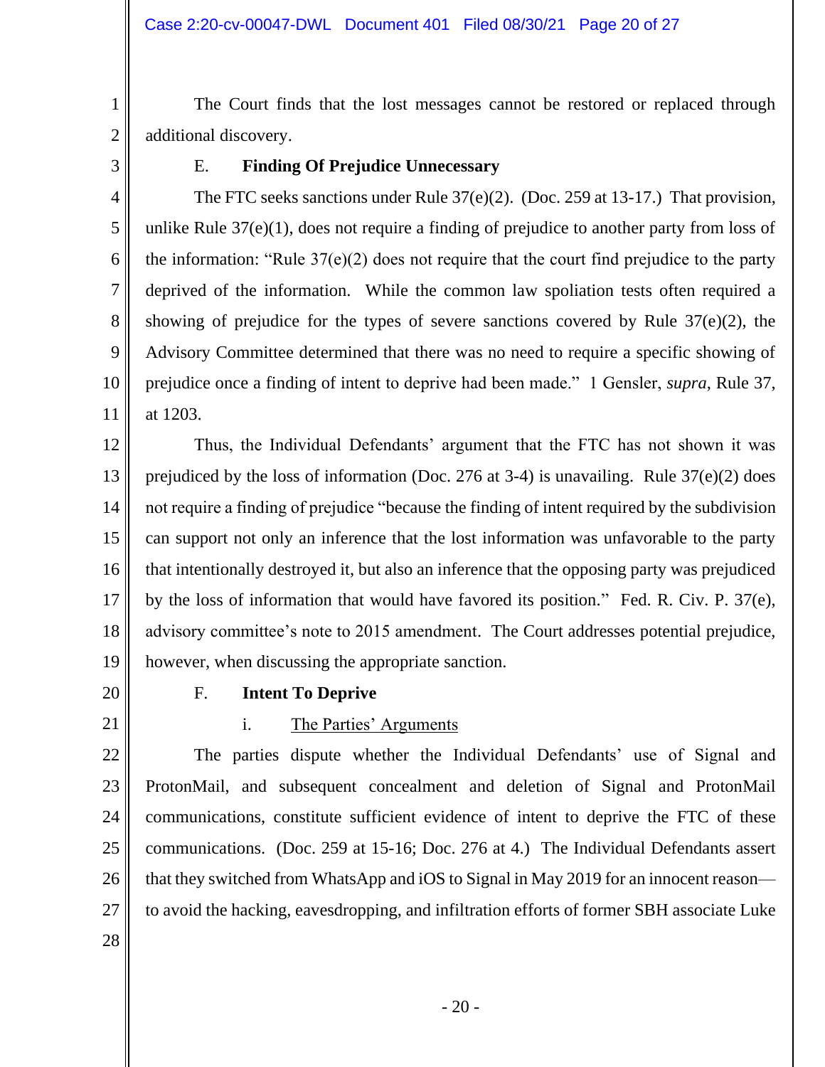The Court finds that the lost messages cannot be restored or replaced through additional discovery.

### E. **Finding Of Prejudice Unnecessary**

The FTC seeks sanctions under Rule 37(e)(2). (Doc. 259 at 13-17.) That provision, unlike Rule 37(e)(1), does not require a finding of prejudice to another party from loss of the information: "Rule 37(e)(2) does not require that the court find prejudice to the party deprived of the information. While the common law spoliation tests often required a showing of prejudice for the types of severe sanctions covered by Rule 37(e)(2), the Advisory Committee determined that there was no need to require a specific showing of prejudice once a finding of intent to deprive had been made." 1 Gensler, *supra*, Rule 37, at 1203.

Thus, the Individual Defendants' argument that the FTC has not shown it was prejudiced by the loss of information (Doc. 276 at 3-4) is unavailing. Rule 37(e)(2) does not require a finding of prejudice "because the finding of intent required by the subdivision can support not only an inference that the lost information was unfavorable to the party that intentionally destroyed it, but also an inference that the opposing party was prejudiced by the loss of information that would have favored its position." Fed. R. Civ. P. 37(e), advisory committee's note to 2015 amendment. The Court addresses potential prejudice, however, when discussing the appropriate sanction.

### F. **Intent To Deprive**

#### i. The Parties' Arguments

The parties dispute whether the Individual Defendants' use of Signal and ProtonMail, and subsequent concealment and deletion of Signal and ProtonMail communications, constitute sufficient evidence of intent to deprive the FTC of these communications. (Doc. 259 at 15-16; Doc. 276 at 4.) The Individual Defendants assert that they switched from WhatsApp and iOS to Signal in May 2019 for an innocent reason—to avoid the hacking, eavesdropping, and infiltration efforts of former SBH associate Luke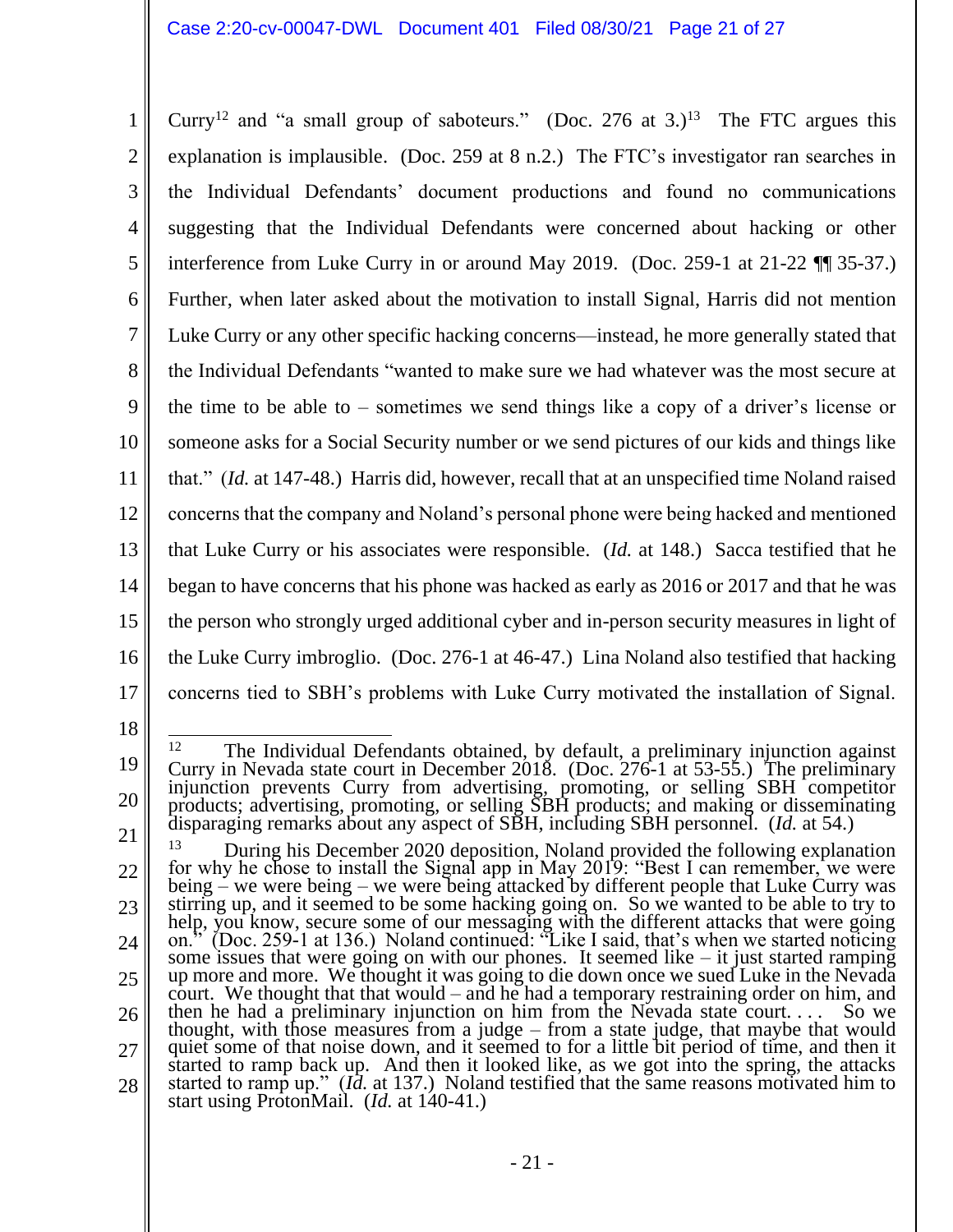Curry[12] and "a small group of saboteurs." (Doc. 276 at 3.)[13] The FTC argues this explanation is implausible. (Doc. 259 at 8 n.2.) The FTC's investigator ran searches in the Individual Defendants' document productions and found no communications suggesting that the Individual Defendants were concerned about hacking or other interference from Luke Curry in or around May 2019. (Doc. 259-1 at 21-22 ¶¶ 35-37.) Further, when later asked about the motivation to install Signal, Harris did not mention Luke Curry or any other specific hacking concerns—instead, he more generally stated that the Individual Defendants "wanted to make sure we had whatever was the most secure at the time to be able to – sometimes we send things like a copy of a driver's license or someone asks for a Social Security number or we send pictures of our kids and things like that." (*Id.* at 147-48.) Harris did, however, recall that at an unspecified time Noland raised concerns that the company and Noland's personal phone were being hacked and mentioned that Luke Curry or his associates were responsible. (*Id.* at 148.) Sacca testified that he began to have concerns that his phone was hacked as early as 2016 or 2017 and that he was the person who strongly urged additional cyber and in-person security measures in light of the Luke Curry imbroglio. (Doc. 276-1 at 46-47.) Lina Noland also testified that hacking concerns tied to SBH's problems with Luke Curry motivated the installation of Signal.

---

[12] The Individual Defendants obtained, by default, a preliminary injunction against Curry in Nevada state court in December 2018. (Doc. 276-1 at 53-55.) The preliminary injunction prevents Curry from advertising, promoting, or selling SBH competitor products; advertising, promoting, or selling SBH products; and making or disseminating disparaging remarks about any aspect of SBH, including SBH personnel. (*Id.* at 54.)

[13] During his December 2020 deposition, Noland provided the following explanation for why he chose to install the Signal app in May 2019: "Best I can remember, we were being – we were being – we were being attacked by different people that Luke Curry was stirring up, and it seemed to be some hacking going on. So we wanted to be able to try to help, you know, secure some of our messaging with the different attacks that were going on." (Doc. 259-1 at 136.) Noland continued: "Like I said, that's when we started noticing some issues that were going on with our phones. It seemed like – it just started ramping up more and more. We thought it was going to die down once we sued Luke in the Nevada court. We thought that that would – and he had a temporary restraining order on him, and then he had a preliminary injunction on him from the Nevada state court. . . . So we thought, with those measures from a judge – from a state judge, that maybe that would quiet some of that noise down, and it seemed to for a little bit period of time, and then it started to ramp back up. And then it looked like, as we got into the spring, the attacks started to ramp up." (*Id.* at 137.) Noland testified that the same reasons motivated him to start using ProtonMail. (*Id.* at 140-41.)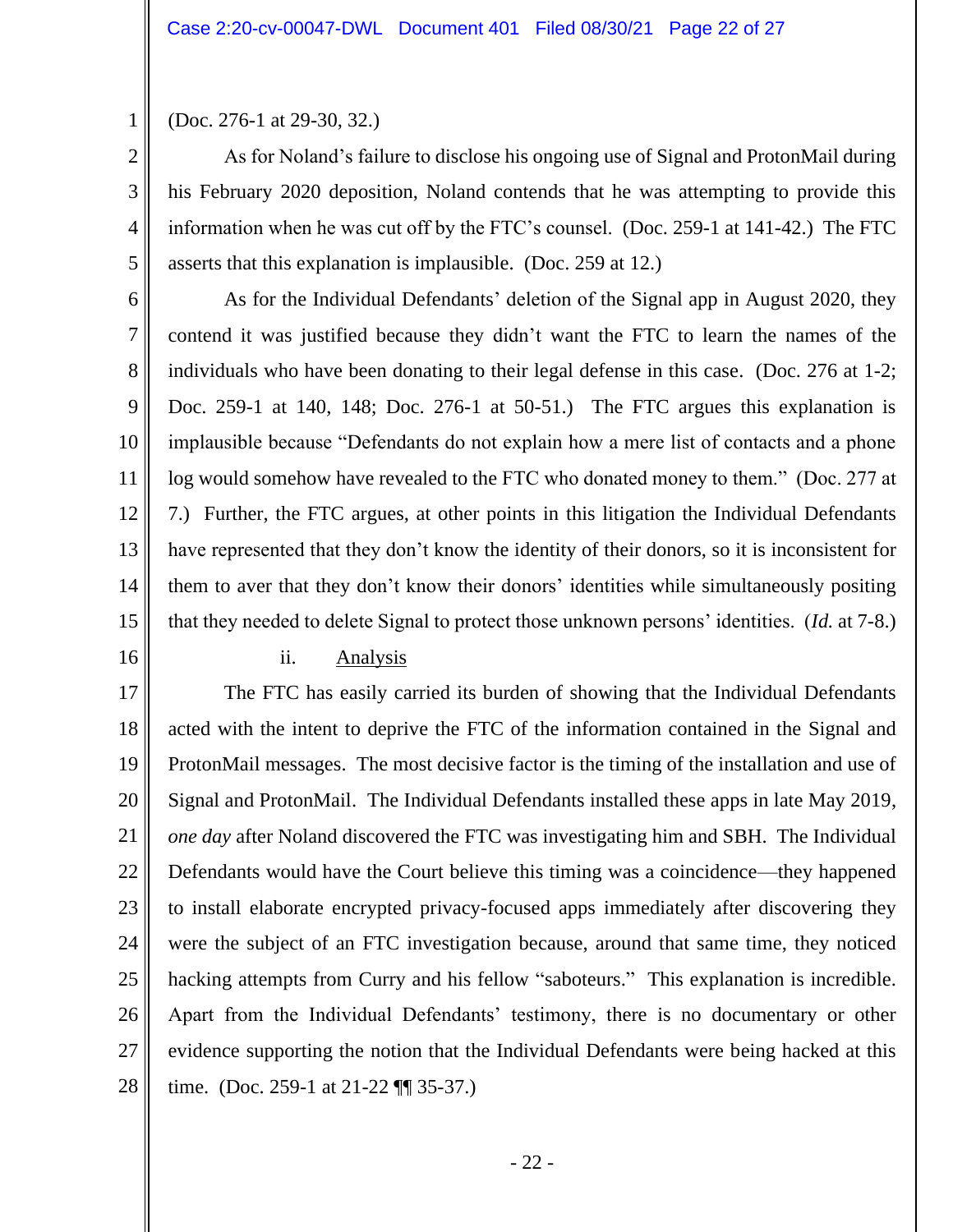(Doc. 276-1 at 29-30, 32.)

As for Noland's failure to disclose his ongoing use of Signal and ProtonMail during his February 2020 deposition, Noland contends that he was attempting to provide this information when he was cut off by the FTC's counsel. (Doc. 259-1 at 141-42.) The FTC asserts that this explanation is implausible. (Doc. 259 at 12.)

As for the Individual Defendants' deletion of the Signal app in August 2020, they contend it was justified because they didn't want the FTC to learn the names of the individuals who have been donating to their legal defense in this case. (Doc. 276 at 1-2; Doc. 259-1 at 140, 148; Doc. 276-1 at 50-51.) The FTC argues this explanation is implausible because "Defendants do not explain how a mere list of contacts and a phone log would somehow have revealed to the FTC who donated money to them." (Doc. 277 at 7.) Further, the FTC argues, at other points in this litigation the Individual Defendants have represented that they don't know the identity of their donors, so it is inconsistent for them to aver that they don't know their donors' identities while simultaneously positing that they needed to delete Signal to protect those unknown persons' identities. (*Id.* at 7-8.)

ii. Analysis

The FTC has easily carried its burden of showing that the Individual Defendants acted with the intent to deprive the FTC of the information contained in the Signal and ProtonMail messages. The most decisive factor is the timing of the installation and use of Signal and ProtonMail. The Individual Defendants installed these apps in late May 2019, *one day* after Noland discovered the FTC was investigating him and SBH. The Individual Defendants would have the Court believe this timing was a coincidence—they happened to install elaborate encrypted privacy-focused apps immediately after discovering they were the subject of an FTC investigation because, around that same time, they noticed hacking attempts from Curry and his fellow "saboteurs." This explanation is incredible. Apart from the Individual Defendants' testimony, there is no documentary or other evidence supporting the notion that the Individual Defendants were being hacked at this time. (Doc. 259-1 at 21-22 ¶¶ 35-37.)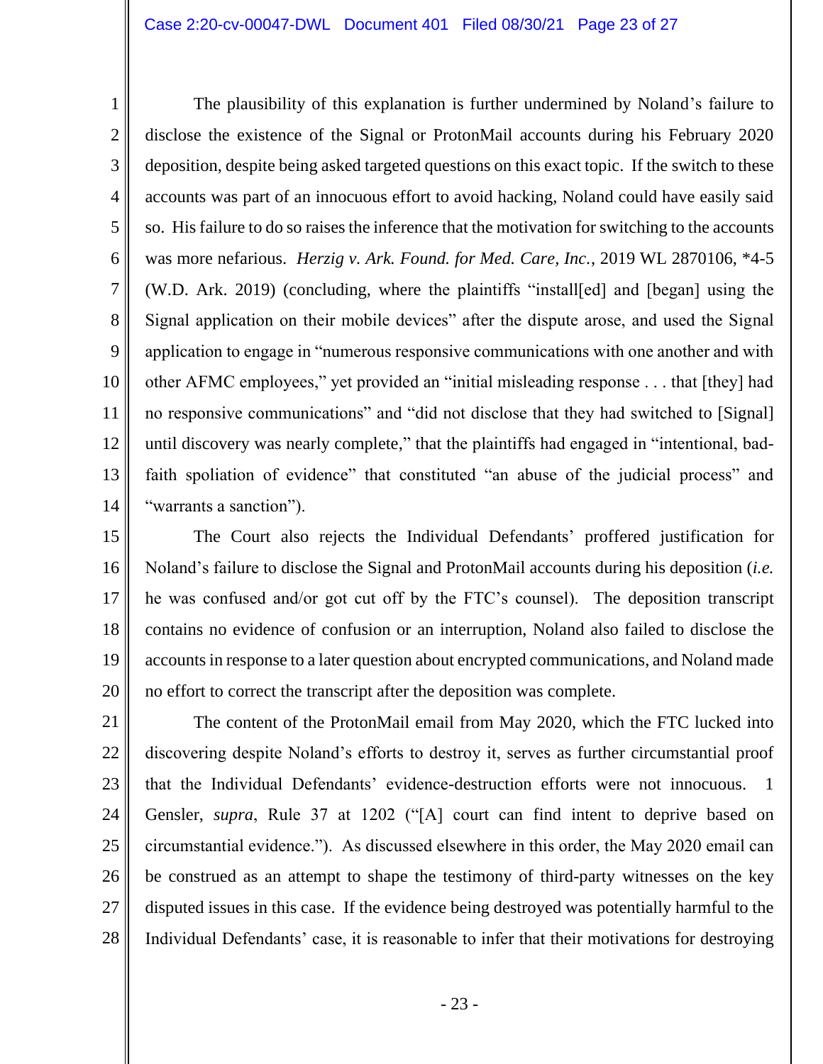The plausibility of this explanation is further undermined by Noland's failure to disclose the existence of the Signal or ProtonMail accounts during his February 2020 deposition, despite being asked targeted questions on this exact topic. If the switch to these accounts was part of an innocuous effort to avoid hacking, Noland could have easily said so. His failure to do so raises the inference that the motivation for switching to the accounts was more nefarious. *Herzig v. Ark. Found. for Med. Care, Inc.*, 2019 WL 2870106, *4-5 (W.D. Ark. 2019) (concluding, where the plaintiffs "install[ed] and [began] using the Signal application on their mobile devices" after the dispute arose, and used the Signal application to engage in "numerous responsive communications with one another and with other AFMC employees," yet provided an "initial misleading response . . . that [they] had no responsive communications" and "did not disclose that they had switched to [Signal] until discovery was nearly complete," that the plaintiffs had engaged in "intentional, bad-faith spoliation of evidence" that constituted "an abuse of the judicial process" and "warrants a sanction").

The Court also rejects the Individual Defendants' proffered justification for Noland's failure to disclose the Signal and ProtonMail accounts during his deposition (*i.e.* he was confused and/or got cut off by the FTC's counsel). The deposition transcript contains no evidence of confusion or an interruption, Noland also failed to disclose the accounts in response to a later question about encrypted communications, and Noland made no effort to correct the transcript after the deposition was complete.

The content of the ProtonMail email from May 2020, which the FTC lucked into discovering despite Noland's efforts to destroy it, serves as further circumstantial proof that the Individual Defendants' evidence-destruction efforts were not innocuous. 1 Gensler, *supra*, Rule 37 at 1202 ("[A] court can find intent to deprive based on circumstantial evidence."). As discussed elsewhere in this order, the May 2020 email can be construed as an attempt to shape the testimony of third-party witnesses on the key disputed issues in this case. If the evidence being destroyed was potentially harmful to the Individual Defendants' case, it is reasonable to infer that their motivations for destroying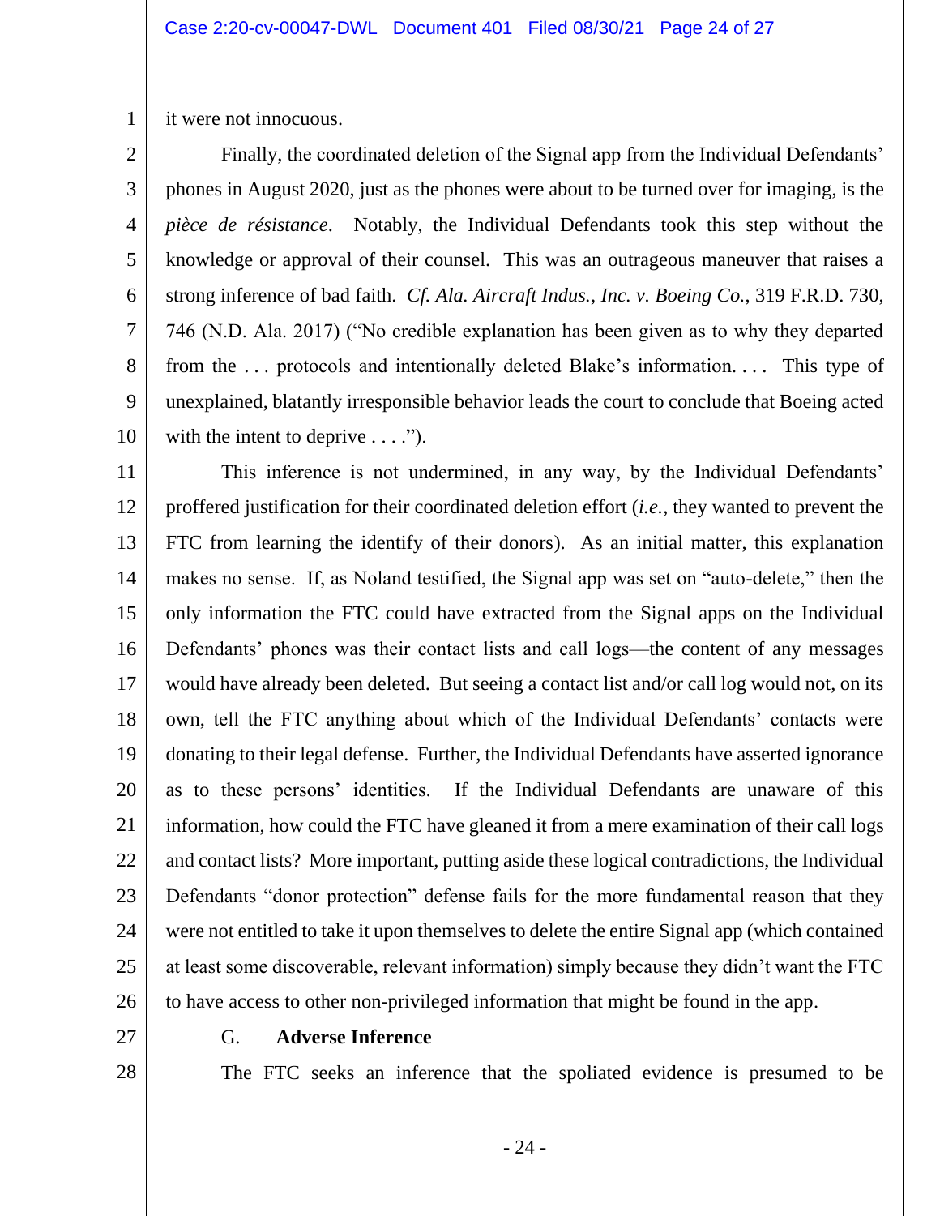it were not innocuous.

Finally, the coordinated deletion of the Signal app from the Individual Defendants' phones in August 2020, just as the phones were about to be turned over for imaging, is the *pièce de résistance*. Notably, the Individual Defendants took this step without the knowledge or approval of their counsel. This was an outrageous maneuver that raises a strong inference of bad faith. *Cf. Ala. Aircraft Indus., Inc. v. Boeing Co.*, 319 F.R.D. 730, 746 (N.D. Ala. 2017) ("No credible explanation has been given as to why they departed from the . . . protocols and intentionally deleted Blake's information. . . . This type of unexplained, blatantly irresponsible behavior leads the court to conclude that Boeing acted with the intent to deprive . . . .").

This inference is not undermined, in any way, by the Individual Defendants' proffered justification for their coordinated deletion effort (*i.e.*, they wanted to prevent the FTC from learning the identify of their donors). As an initial matter, this explanation makes no sense. If, as Noland testified, the Signal app was set on "auto-delete," then the only information the FTC could have extracted from the Signal apps on the Individual Defendants' phones was their contact lists and call logs—the content of any messages would have already been deleted. But seeing a contact list and/or call log would not, on its own, tell the FTC anything about which of the Individual Defendants' contacts were donating to their legal defense. Further, the Individual Defendants have asserted ignorance as to these persons' identities. If the Individual Defendants are unaware of this information, how could the FTC have gleaned it from a mere examination of their call logs and contact lists? More important, putting aside these logical contradictions, the Individual Defendants "donor protection" defense fails for the more fundamental reason that they were not entitled to take it upon themselves to delete the entire Signal app (which contained at least some discoverable, relevant information) simply because they didn't want the FTC to have access to other non-privileged information that might be found in the app.

### G. Adverse Inference

The FTC seeks an inference that the spoliated evidence is presumed to be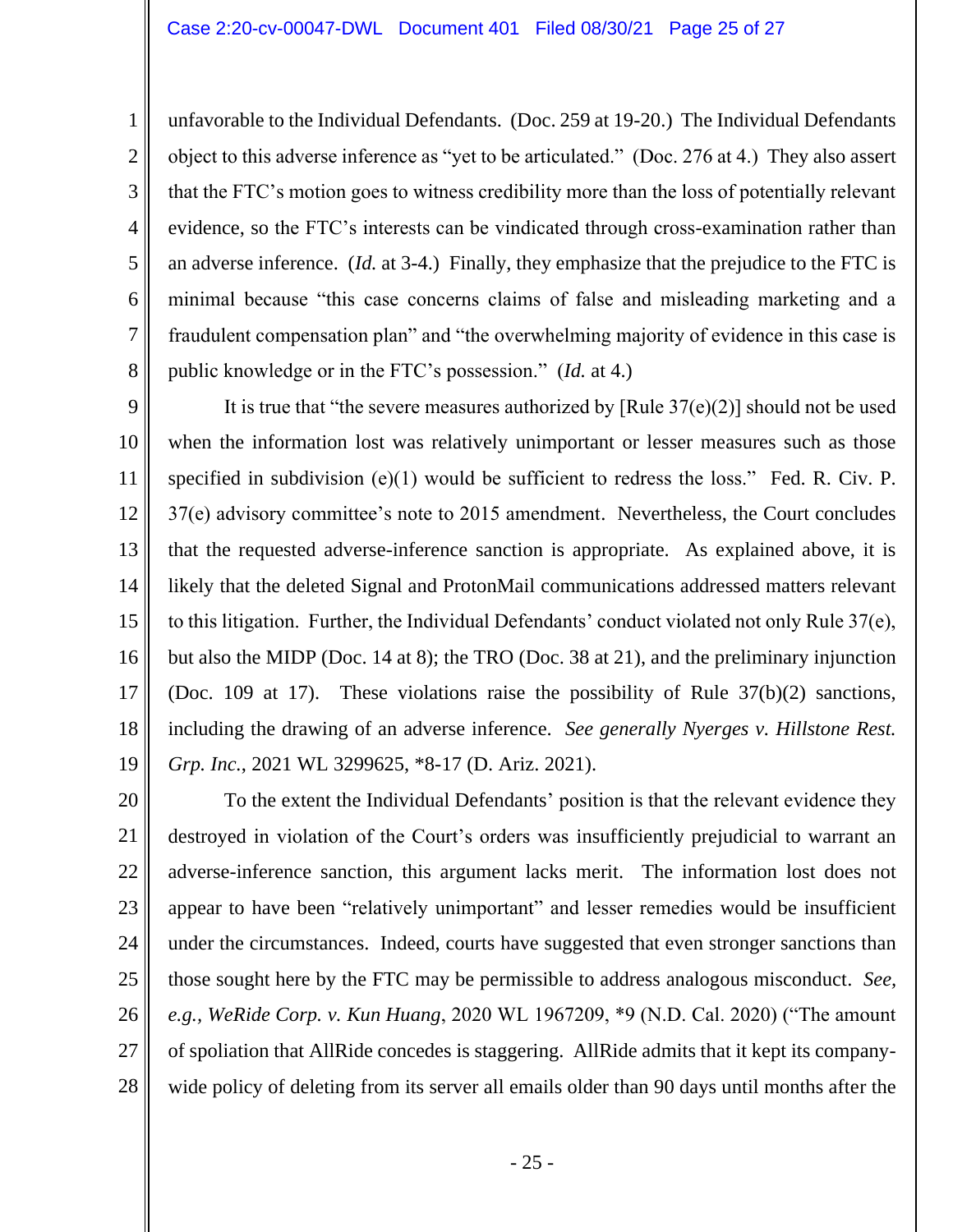unfavorable to the Individual Defendants. (Doc. 259 at 19-20.) The Individual Defendants object to this adverse inference as "yet to be articulated." (Doc. 276 at 4.) They also assert that the FTC's motion goes to witness credibility more than the loss of potentially relevant evidence, so the FTC's interests can be vindicated through cross-examination rather than an adverse inference. (*Id.* at 3-4.) Finally, they emphasize that the prejudice to the FTC is minimal because "this case concerns claims of false and misleading marketing and a fraudulent compensation plan" and "the overwhelming majority of evidence in this case is public knowledge or in the FTC's possession." (*Id.* at 4.)

It is true that "the severe measures authorized by [Rule 37(e)(2)] should not be used when the information lost was relatively unimportant or lesser measures such as those specified in subdivision (e)(1) would be sufficient to redress the loss." Fed. R. Civ. P. 37(e) advisory committee's note to 2015 amendment. Nevertheless, the Court concludes that the requested adverse-inference sanction is appropriate. As explained above, it is likely that the deleted Signal and ProtonMail communications addressed matters relevant to this litigation. Further, the Individual Defendants' conduct violated not only Rule 37(e), but also the MIDP (Doc. 14 at 8); the TRO (Doc. 38 at 21), and the preliminary injunction (Doc. 109 at 17). These violations raise the possibility of Rule 37(b)(2) sanctions, including the drawing of an adverse inference. *See generally Nyerges v. Hillstone Rest. Grp. Inc.*, 2021 WL 3299625, *8-17 (D. Ariz. 2021).

To the extent the Individual Defendants' position is that the relevant evidence they destroyed in violation of the Court's orders was insufficiently prejudicial to warrant an adverse-inference sanction, this argument lacks merit. The information lost does not appear to have been "relatively unimportant" and lesser remedies would be insufficient under the circumstances. Indeed, courts have suggested that even stronger sanctions than those sought here by the FTC may be permissible to address analogous misconduct. *See, e.g., WeRide Corp. v. Kun Huang*, 2020 WL 1967209, *9 (N.D. Cal. 2020) ("The amount of spoliation that AllRide concedes is staggering. AllRide admits that it kept its company-wide policy of deleting from its server all emails older than 90 days until months after the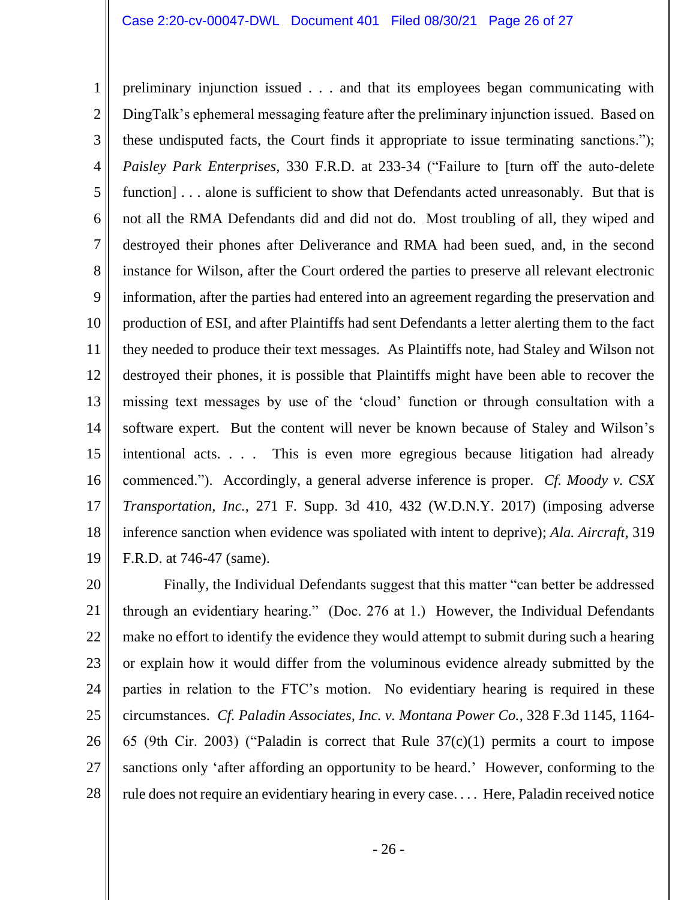preliminary injunction issued . . . and that its employees began communicating with DingTalk's ephemeral messaging feature after the preliminary injunction issued. Based on these undisputed facts, the Court finds it appropriate to issue terminating sanctions."); *Paisley Park Enterprises*, 330 F.R.D. at 233-34 ("Failure to [turn off the auto-delete function] . . . alone is sufficient to show that Defendants acted unreasonably. But that is not all the RMA Defendants did and did not do. Most troubling of all, they wiped and destroyed their phones after Deliverance and RMA had been sued, and, in the second instance for Wilson, after the Court ordered the parties to preserve all relevant electronic information, after the parties had entered into an agreement regarding the preservation and production of ESI, and after Plaintiffs had sent Defendants a letter alerting them to the fact they needed to produce their text messages. As Plaintiffs note, had Staley and Wilson not destroyed their phones, it is possible that Plaintiffs might have been able to recover the missing text messages by use of the 'cloud' function or through consultation with a software expert. But the content will never be known because of Staley and Wilson's intentional acts. . . . This is even more egregious because litigation had already commenced."). Accordingly, a general adverse inference is proper. *Cf. Moody v. CSX Transportation, Inc.*, 271 F. Supp. 3d 410, 432 (W.D.N.Y. 2017) (imposing adverse inference sanction when evidence was spoliated with intent to deprive); *Ala. Aircraft*, 319 F.R.D. at 746-47 (same).

Finally, the Individual Defendants suggest that this matter "can better be addressed through an evidentiary hearing." (Doc. 276 at 1.) However, the Individual Defendants make no effort to identify the evidence they would attempt to submit during such a hearing or explain how it would differ from the voluminous evidence already submitted by the parties in relation to the FTC's motion. No evidentiary hearing is required in these circumstances. *Cf. Paladin Associates, Inc. v. Montana Power Co.*, 328 F.3d 1145, 1164-65 (9th Cir. 2003) ("Paladin is correct that Rule 37(c)(1) permits a court to impose sanctions only 'after affording an opportunity to be heard.' However, conforming to the rule does not require an evidentiary hearing in every case. . . . Here, Paladin received notice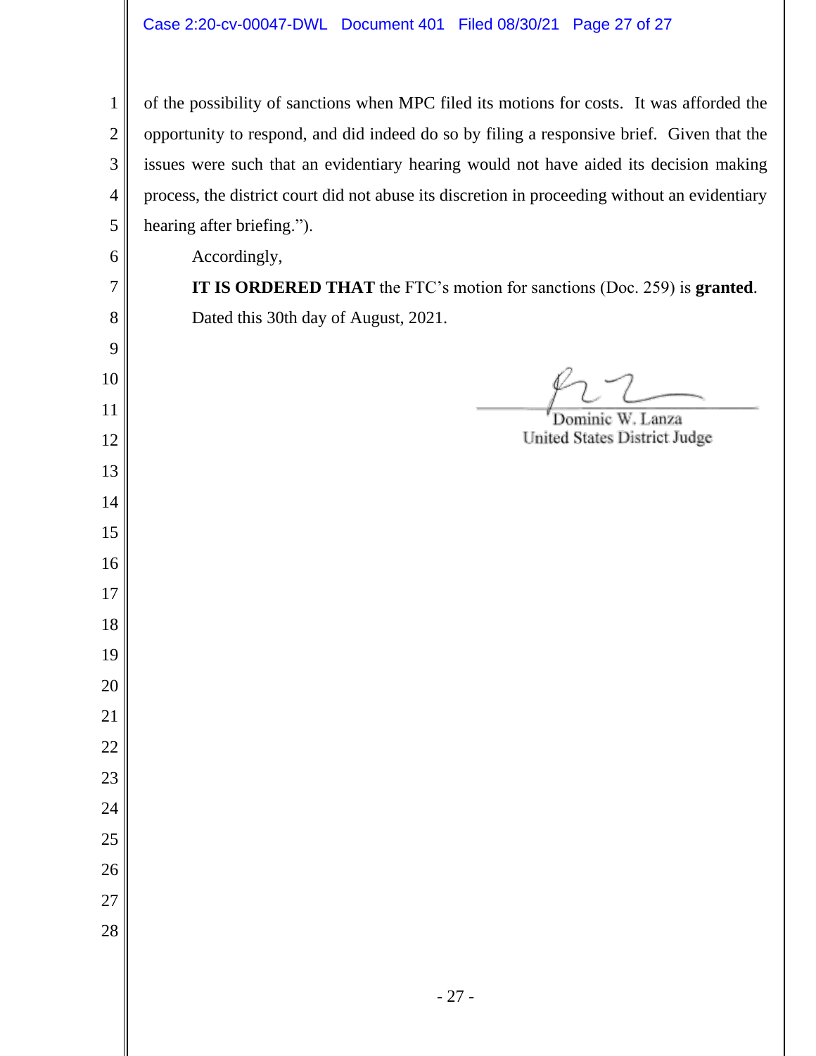of the possibility of sanctions when MPC filed its motions for costs. It was afforded the opportunity to respond, and did indeed do so by filing a responsive brief. Given that the issues were such that an evidentiary hearing would not have aided its decision making process, the district court did not abuse its discretion in proceeding without an evidentiary hearing after briefing.").

Accordingly,

**IT IS ORDERED THAT** the FTC's motion for sanctions (Doc. 259) is **granted**.

Dated this 30th day of August, 2021.

Dominic W. Lanza
United States District Judge